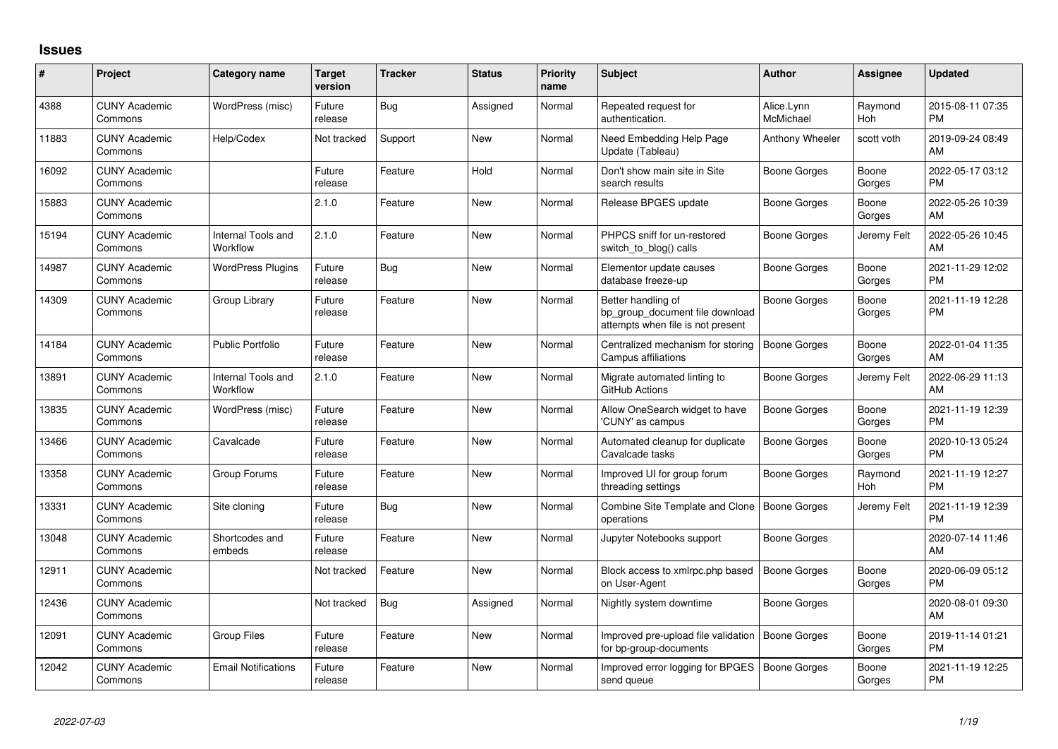# Issues

| # | Project | Category name | Target version | Tracker | Status | Priority name | Subject | Author | Assignee | Updated |
|---|---|---|---|---|---|---|---|---|---|---|
| 4388 | CUNY Academic Commons | WordPress (misc) | Future release | Bug | Assigned | Normal | Repeated request for authentication. | Alice.Lynn McMichael | Raymond Hoh | 2015-08-11 07:35 PM |
| 11883 | CUNY Academic Commons | Help/Codex | Not tracked | Support | New | Normal | Need Embedding Help Page Update (Tableau) | Anthony Wheeler | scott voth | 2019-09-24 08:49 AM |
| 16092 | CUNY Academic Commons | | Future release | Feature | Hold | Normal | Don't show main site in Site search results | Boone Gorges | Boone Gorges | 2022-05-17 03:12 PM |
| 15883 | CUNY Academic Commons | | 2.1.0 | Feature | New | Normal | Release BPGES update | Boone Gorges | Boone Gorges | 2022-05-26 10:39 AM |
| 15194 | CUNY Academic Commons | Internal Tools and Workflow | 2.1.0 | Feature | New | Normal | PHPCS sniff for un-restored switch_to_blog() calls | Boone Gorges | Jeremy Felt | 2022-05-26 10:45 AM |
| 14987 | CUNY Academic Commons | WordPress Plugins | Future release | Bug | New | Normal | Elementor update causes database freeze-up | Boone Gorges | Boone Gorges | 2021-11-29 12:02 PM |
| 14309 | CUNY Academic Commons | Group Library | Future release | Feature | New | Normal | Better handling of bp_group_document file download attempts when file is not present | Boone Gorges | Boone Gorges | 2021-11-19 12:28 PM |
| 14184 | CUNY Academic Commons | Public Portfolio | Future release | Feature | New | Normal | Centralized mechanism for storing Campus affiliations | Boone Gorges | Boone Gorges | 2022-01-04 11:35 AM |
| 13891 | CUNY Academic Commons | Internal Tools and Workflow | 2.1.0 | Feature | New | Normal | Migrate automated linting to GitHub Actions | Boone Gorges | Jeremy Felt | 2022-06-29 11:13 AM |
| 13835 | CUNY Academic Commons | WordPress (misc) | Future release | Feature | New | Normal | Allow OneSearch widget to have 'CUNY' as campus | Boone Gorges | Boone Gorges | 2021-11-19 12:39 PM |
| 13466 | CUNY Academic Commons | Cavalcade | Future release | Feature | New | Normal | Automated cleanup for duplicate Cavalcade tasks | Boone Gorges | Boone Gorges | 2020-10-13 05:24 PM |
| 13358 | CUNY Academic Commons | Group Forums | Future release | Feature | New | Normal | Improved UI for group forum threading settings | Boone Gorges | Raymond Hoh | 2021-11-19 12:27 PM |
| 13331 | CUNY Academic Commons | Site cloning | Future release | Bug | New | Normal | Combine Site Template and Clone operations | Boone Gorges | Jeremy Felt | 2021-11-19 12:39 PM |
| 13048 | CUNY Academic Commons | Shortcodes and embeds | Future release | Feature | New | Normal | Jupyter Notebooks support | Boone Gorges | | 2020-07-14 11:46 AM |
| 12911 | CUNY Academic Commons | | Not tracked | Feature | New | Normal | Block access to xmlrpc.php based on User-Agent | Boone Gorges | Boone Gorges | 2020-06-09 05:12 PM |
| 12436 | CUNY Academic Commons | | Not tracked | Bug | Assigned | Normal | Nightly system downtime | Boone Gorges | | 2020-08-01 09:30 AM |
| 12091 | CUNY Academic Commons | Group Files | Future release | Feature | New | Normal | Improved pre-upload file validation for bp-group-documents | Boone Gorges | Boone Gorges | 2019-11-14 01:21 PM |
| 12042 | CUNY Academic Commons | Email Notifications | Future release | Feature | New | Normal | Improved error logging for BPGES send queue | Boone Gorges | Boone Gorges | 2021-11-19 12:25 PM |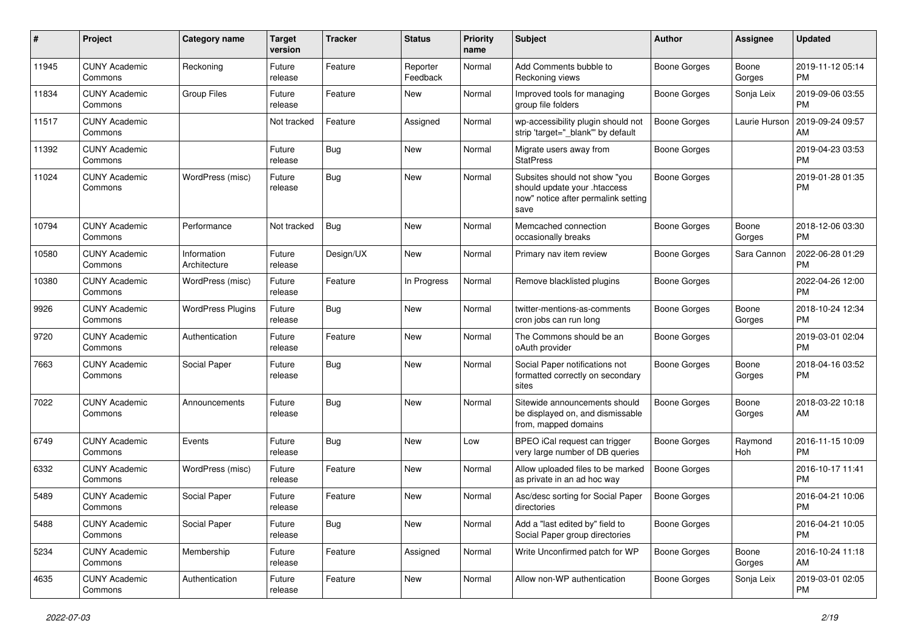| # | Project | Category name | Target version | Tracker | Status | Priority name | Subject | Author | Assignee | Updated |
|---|---|---|---|---|---|---|---|---|---|---|
| 11945 | CUNY Academic Commons | Reckoning | Future release | Feature | Reporter Feedback | Normal | Add Comments bubble to Reckoning views | Boone Gorges | Boone Gorges | 2019-11-12 05:14 PM |
| 11834 | CUNY Academic Commons | Group Files | Future release | Feature | New | Normal | Improved tools for managing group file folders | Boone Gorges | Sonja Leix | 2019-09-06 03:55 PM |
| 11517 | CUNY Academic Commons | | Not tracked | Feature | Assigned | Normal | wp-accessibility plugin should not strip 'target="_blank"' by default | Boone Gorges | Laurie Hurson | 2019-09-24 09:57 AM |
| 11392 | CUNY Academic Commons | | Future release | Bug | New | Normal | Migrate users away from StatPress | Boone Gorges | | 2019-04-23 03:53 PM |
| 11024 | CUNY Academic Commons | WordPress (misc) | Future release | Bug | New | Normal | Subsites should not show "you should update your .htaccess now" notice after permalink setting save | Boone Gorges | | 2019-01-28 01:35 PM |
| 10794 | CUNY Academic Commons | Performance | Not tracked | Bug | New | Normal | Memcached connection occasionally breaks | Boone Gorges | Boone Gorges | 2018-12-06 03:30 PM |
| 10580 | CUNY Academic Commons | Information Architecture | Future release | Design/UX | New | Normal | Primary nav item review | Boone Gorges | Sara Cannon | 2022-06-28 01:29 PM |
| 10380 | CUNY Academic Commons | WordPress (misc) | Future release | Feature | In Progress | Normal | Remove blacklisted plugins | Boone Gorges | | 2022-04-26 12:00 PM |
| 9926 | CUNY Academic Commons | WordPress Plugins | Future release | Bug | New | Normal | twitter-mentions-as-comments cron jobs can run long | Boone Gorges | Boone Gorges | 2018-10-24 12:34 PM |
| 9720 | CUNY Academic Commons | Authentication | Future release | Feature | New | Normal | The Commons should be an oAuth provider | Boone Gorges | | 2019-03-01 02:04 PM |
| 7663 | CUNY Academic Commons | Social Paper | Future release | Bug | New | Normal | Social Paper notifications not formatted correctly on secondary sites | Boone Gorges | Boone Gorges | 2018-04-16 03:52 PM |
| 7022 | CUNY Academic Commons | Announcements | Future release | Bug | New | Normal | Sitewide announcements should be displayed on, and dismissable from, mapped domains | Boone Gorges | Boone Gorges | 2018-03-22 10:18 AM |
| 6749 | CUNY Academic Commons | Events | Future release | Bug | New | Low | BPEO iCal request can trigger very large number of DB queries | Boone Gorges | Raymond Hoh | 2016-11-15 10:09 PM |
| 6332 | CUNY Academic Commons | WordPress (misc) | Future release | Feature | New | Normal | Allow uploaded files to be marked as private in an ad hoc way | Boone Gorges | | 2016-10-17 11:41 PM |
| 5489 | CUNY Academic Commons | Social Paper | Future release | Feature | New | Normal | Asc/desc sorting for Social Paper directories | Boone Gorges | | 2016-04-21 10:06 PM |
| 5488 | CUNY Academic Commons | Social Paper | Future release | Bug | New | Normal | Add a "last edited by" field to Social Paper group directories | Boone Gorges | | 2016-04-21 10:05 PM |
| 5234 | CUNY Academic Commons | Membership | Future release | Feature | Assigned | Normal | Write Unconfirmed patch for WP | Boone Gorges | Boone Gorges | 2016-10-24 11:18 AM |
| 4635 | CUNY Academic Commons | Authentication | Future release | Feature | New | Normal | Allow non-WP authentication | Boone Gorges | Sonja Leix | 2019-03-01 02:05 PM |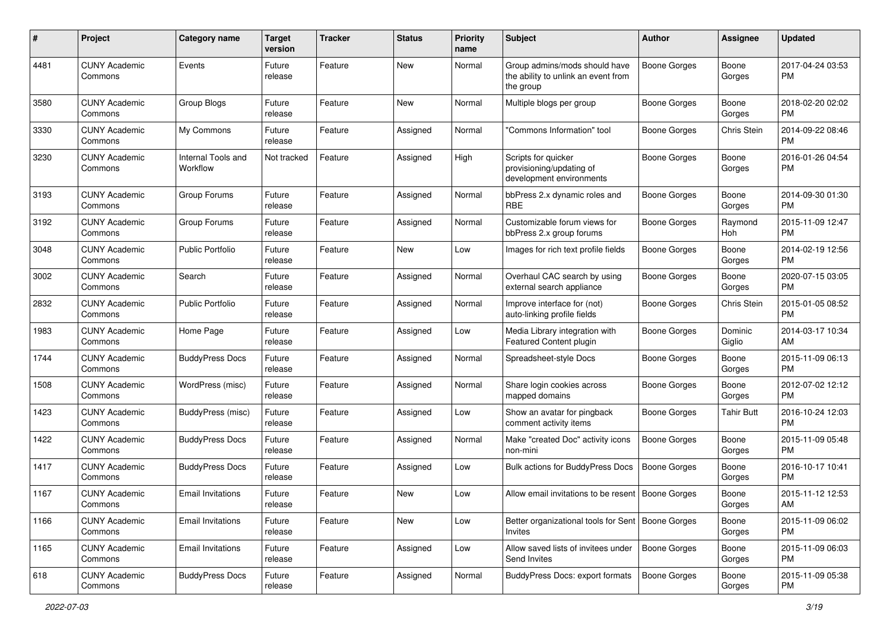| # | Project | Category name | Target version | Tracker | Status | Priority name | Subject | Author | Assignee | Updated |
|---|---|---|---|---|---|---|---|---|---|---|
| 4481 | CUNY Academic Commons | Events | Future release | Feature | New | Normal | Group admins/mods should have the ability to unlink an event from the group | Boone Gorges | Boone Gorges | 2017-04-24 03:53 PM |
| 3580 | CUNY Academic Commons | Group Blogs | Future release | Feature | New | Normal | Multiple blogs per group | Boone Gorges | Boone Gorges | 2018-02-20 02:02 PM |
| 3330 | CUNY Academic Commons | My Commons | Future release | Feature | Assigned | Normal | "Commons Information" tool | Boone Gorges | Chris Stein | 2014-09-22 08:46 PM |
| 3230 | CUNY Academic Commons | Internal Tools and Workflow | Not tracked | Feature | Assigned | High | Scripts for quicker provisioning/updating of development environments | Boone Gorges | Boone Gorges | 2016-01-26 04:54 PM |
| 3193 | CUNY Academic Commons | Group Forums | Future release | Feature | Assigned | Normal | bbPress 2.x dynamic roles and RBE | Boone Gorges | Boone Gorges | 2014-09-30 01:30 PM |
| 3192 | CUNY Academic Commons | Group Forums | Future release | Feature | Assigned | Normal | Customizable forum views for bbPress 2.x group forums | Boone Gorges | Raymond Hoh | 2015-11-09 12:47 PM |
| 3048 | CUNY Academic Commons | Public Portfolio | Future release | Feature | New | Low | Images for rich text profile fields | Boone Gorges | Boone Gorges | 2014-02-19 12:56 PM |
| 3002 | CUNY Academic Commons | Search | Future release | Feature | Assigned | Normal | Overhaul CAC search by using external search appliance | Boone Gorges | Boone Gorges | 2020-07-15 03:05 PM |
| 2832 | CUNY Academic Commons | Public Portfolio | Future release | Feature | Assigned | Normal | Improve interface for (not) auto-linking profile fields | Boone Gorges | Chris Stein | 2015-01-05 08:52 PM |
| 1983 | CUNY Academic Commons | Home Page | Future release | Feature | Assigned | Low | Media Library integration with Featured Content plugin | Boone Gorges | Dominic Giglio | 2014-03-17 10:34 AM |
| 1744 | CUNY Academic Commons | BuddyPress Docs | Future release | Feature | Assigned | Normal | Spreadsheet-style Docs | Boone Gorges | Boone Gorges | 2015-11-09 06:13 PM |
| 1508 | CUNY Academic Commons | WordPress (misc) | Future release | Feature | Assigned | Normal | Share login cookies across mapped domains | Boone Gorges | Boone Gorges | 2012-07-02 12:12 PM |
| 1423 | CUNY Academic Commons | BuddyPress (misc) | Future release | Feature | Assigned | Low | Show an avatar for pingback comment activity items | Boone Gorges | Tahir Butt | 2016-10-24 12:03 PM |
| 1422 | CUNY Academic Commons | BuddyPress Docs | Future release | Feature | Assigned | Normal | Make "created Doc" activity icons non-mini | Boone Gorges | Boone Gorges | 2015-11-09 05:48 PM |
| 1417 | CUNY Academic Commons | BuddyPress Docs | Future release | Feature | Assigned | Low | Bulk actions for BuddyPress Docs | Boone Gorges | Boone Gorges | 2016-10-17 10:41 PM |
| 1167 | CUNY Academic Commons | Email Invitations | Future release | Feature | New | Low | Allow email invitations to be resent | Boone Gorges | Boone Gorges | 2015-11-12 12:53 AM |
| 1166 | CUNY Academic Commons | Email Invitations | Future release | Feature | New | Low | Better organizational tools for Sent Invites | Boone Gorges | Boone Gorges | 2015-11-09 06:02 PM |
| 1165 | CUNY Academic Commons | Email Invitations | Future release | Feature | Assigned | Low | Allow saved lists of invitees under Send Invites | Boone Gorges | Boone Gorges | 2015-11-09 06:03 PM |
| 618 | CUNY Academic Commons | BuddyPress Docs | Future release | Feature | Assigned | Normal | BuddyPress Docs: export formats | Boone Gorges | Boone Gorges | 2015-11-09 05:38 PM |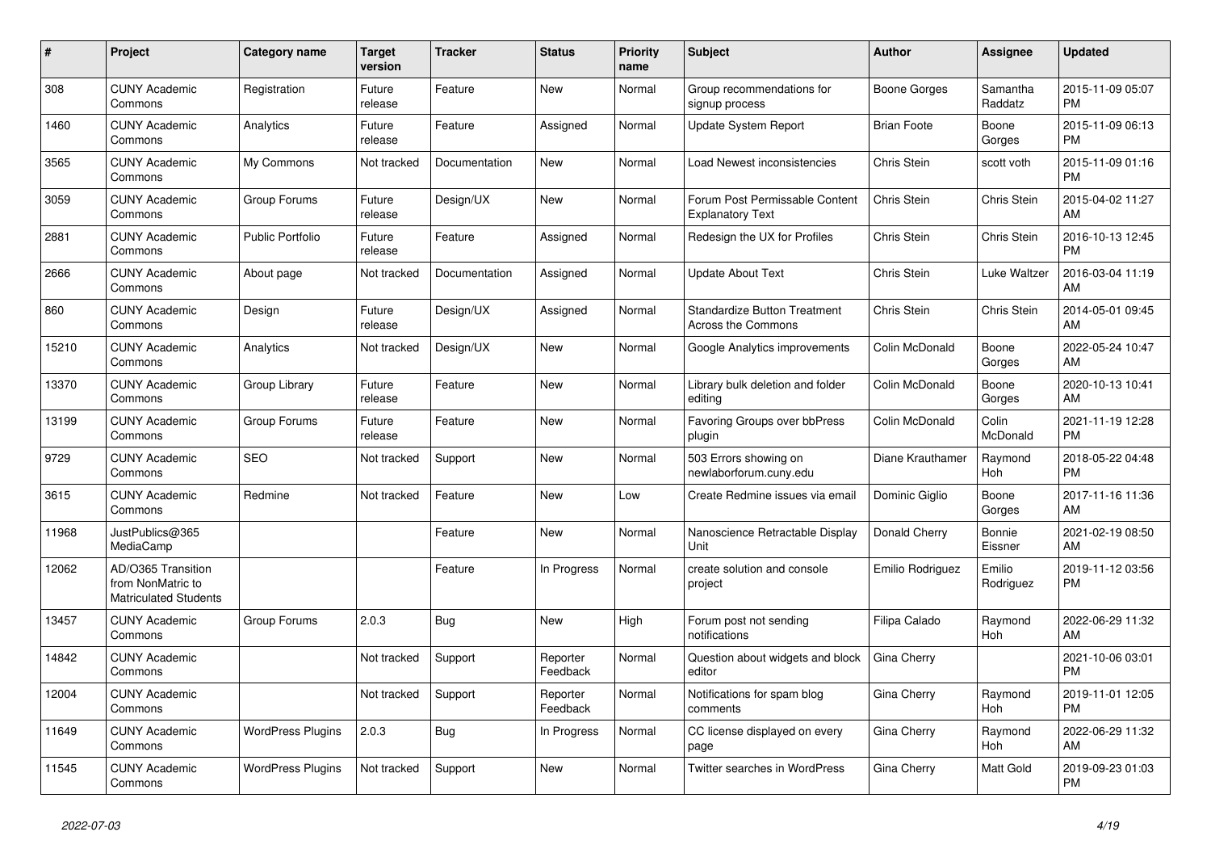| # | Project | Category name | Target version | Tracker | Status | Priority name | Subject | Author | Assignee | Updated |
|---|---|---|---|---|---|---|---|---|---|---|
| 308 | CUNY Academic Commons | Registration | Future release | Feature | New | Normal | Group recommendations for signup process | Boone Gorges | Samantha Raddatz | 2015-11-09 05:07 PM |
| 1460 | CUNY Academic Commons | Analytics | Future release | Feature | Assigned | Normal | Update System Report | Brian Foote | Boone Gorges | 2015-11-09 06:13 PM |
| 3565 | CUNY Academic Commons | My Commons | Not tracked | Documentation | New | Normal | Load Newest inconsistencies | Chris Stein | scott voth | 2015-11-09 01:16 PM |
| 3059 | CUNY Academic Commons | Group Forums | Future release | Design/UX | New | Normal | Forum Post Permissable Content Explanatory Text | Chris Stein | Chris Stein | 2015-04-02 11:27 AM |
| 2881 | CUNY Academic Commons | Public Portfolio | Future release | Feature | Assigned | Normal | Redesign the UX for Profiles | Chris Stein | Chris Stein | 2016-10-13 12:45 PM |
| 2666 | CUNY Academic Commons | About page | Not tracked | Documentation | Assigned | Normal | Update About Text | Chris Stein | Luke Waltzer | 2016-03-04 11:19 AM |
| 860 | CUNY Academic Commons | Design | Future release | Design/UX | Assigned | Normal | Standardize Button Treatment Across the Commons | Chris Stein | Chris Stein | 2014-05-01 09:45 AM |
| 15210 | CUNY Academic Commons | Analytics | Not tracked | Design/UX | New | Normal | Google Analytics improvements | Colin McDonald | Boone Gorges | 2022-05-24 10:47 AM |
| 13370 | CUNY Academic Commons | Group Library | Future release | Feature | New | Normal | Library bulk deletion and folder editing | Colin McDonald | Boone Gorges | 2020-10-13 10:41 AM |
| 13199 | CUNY Academic Commons | Group Forums | Future release | Feature | New | Normal | Favoring Groups over bbPress plugin | Colin McDonald | Colin McDonald | 2021-11-19 12:28 PM |
| 9729 | CUNY Academic Commons | SEO | Not tracked | Support | New | Normal | 503 Errors showing on newlaborforum.cuny.edu | Diane Krauthamer | Raymond Hoh | 2018-05-22 04:48 PM |
| 3615 | CUNY Academic Commons | Redmine | Not tracked | Feature | New | Low | Create Redmine issues via email | Dominic Giglio | Boone Gorges | 2017-11-16 11:36 AM |
| 11968 | JustPublics@365 MediaCamp | | | Feature | New | Normal | Nanoscience Retractable Display Unit | Donald Cherry | Bonnie Eissner | 2021-02-19 08:50 AM |
| 12062 | AD/O365 Transition from NonMatric to Matriculated Students | | | Feature | In Progress | Normal | create solution and console project | Emilio Rodriguez | Emilio Rodriguez | 2019-11-12 03:56 PM |
| 13457 | CUNY Academic Commons | Group Forums | 2.0.3 | Bug | New | High | Forum post not sending notifications | Filipa Calado | Raymond Hoh | 2022-06-29 11:32 AM |
| 14842 | CUNY Academic Commons | | Not tracked | Support | Reporter Feedback | Normal | Question about widgets and block editor | Gina Cherry | | 2021-10-06 03:01 PM |
| 12004 | CUNY Academic Commons | | Not tracked | Support | Reporter Feedback | Normal | Notifications for spam blog comments | Gina Cherry | Raymond Hoh | 2019-11-01 12:05 PM |
| 11649 | CUNY Academic Commons | WordPress Plugins | 2.0.3 | Bug | In Progress | Normal | CC license displayed on every page | Gina Cherry | Raymond Hoh | 2022-06-29 11:32 AM |
| 11545 | CUNY Academic Commons | WordPress Plugins | Not tracked | Support | New | Normal | Twitter searches in WordPress | Gina Cherry | Matt Gold | 2019-09-23 01:03 PM |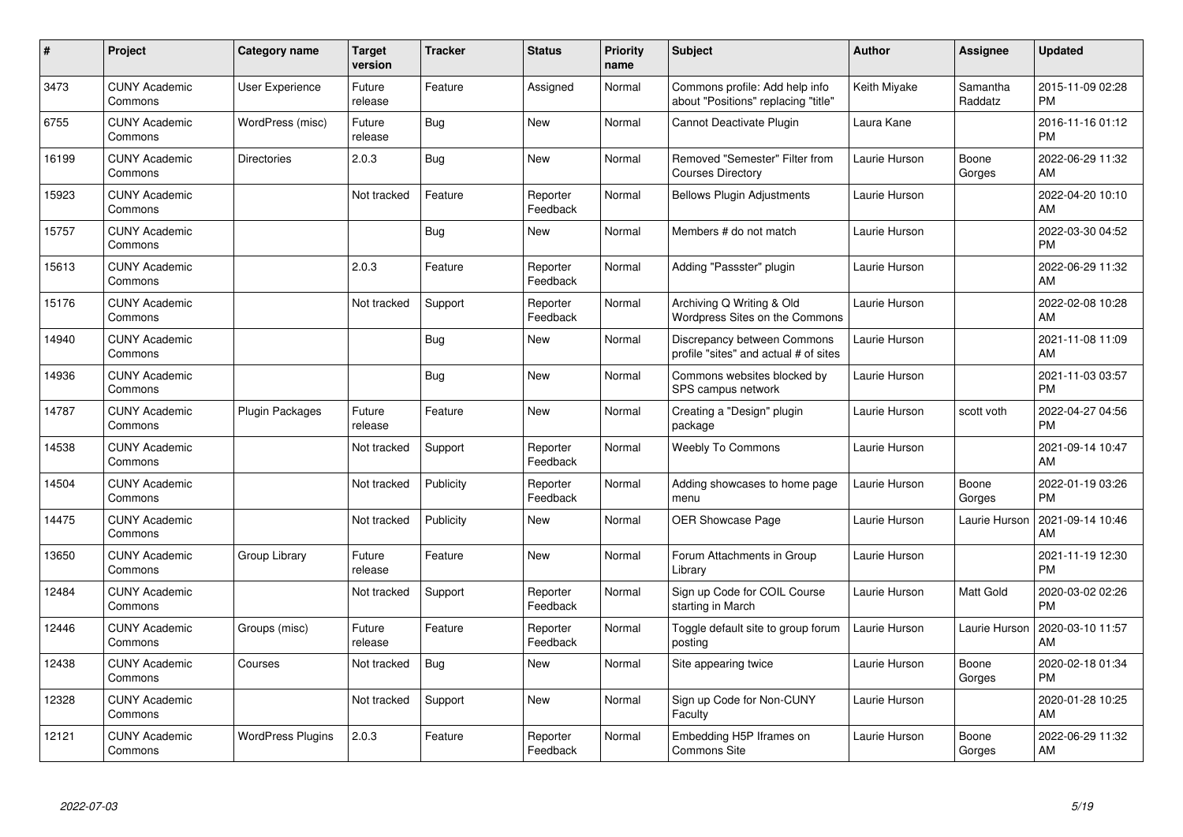| # | Project | Category name | Target version | Tracker | Status | Priority name | Subject | Author | Assignee | Updated |
|---|---|---|---|---|---|---|---|---|---|---|
| 3473 | CUNY Academic Commons | User Experience | Future release | Feature | Assigned | Normal | Commons profile: Add help info about "Positions" replacing "title" | Keith Miyake | Samantha Raddatz | 2015-11-09 02:28 PM |
| 6755 | CUNY Academic Commons | WordPress (misc) | Future release | Bug | New | Normal | Cannot Deactivate Plugin | Laura Kane | | 2016-11-16 01:12 PM |
| 16199 | CUNY Academic Commons | Directories | 2.0.3 | Bug | New | Normal | Removed "Semester" Filter from Courses Directory | Laurie Hurson | Boone Gorges | 2022-06-29 11:32 AM |
| 15923 | CUNY Academic Commons | | Not tracked | Feature | Reporter Feedback | Normal | Bellows Plugin Adjustments | Laurie Hurson | | 2022-04-20 10:10 AM |
| 15757 | CUNY Academic Commons | | | Bug | New | Normal | Members # do not match | Laurie Hurson | | 2022-03-30 04:52 PM |
| 15613 | CUNY Academic Commons | | 2.0.3 | Feature | Reporter Feedback | Normal | Adding "Passster" plugin | Laurie Hurson | | 2022-06-29 11:32 AM |
| 15176 | CUNY Academic Commons | | Not tracked | Support | Reporter Feedback | Normal | Archiving Q Writing & Old Wordpress Sites on the Commons | Laurie Hurson | | 2022-02-08 10:28 AM |
| 14940 | CUNY Academic Commons | | | Bug | New | Normal | Discrepancy between Commons profile "sites" and actual # of sites | Laurie Hurson | | 2021-11-08 11:09 AM |
| 14936 | CUNY Academic Commons | | | Bug | New | Normal | Commons websites blocked by SPS campus network | Laurie Hurson | | 2021-11-03 03:57 PM |
| 14787 | CUNY Academic Commons | Plugin Packages | Future release | Feature | New | Normal | Creating a "Design" plugin package | Laurie Hurson | scott voth | 2022-04-27 04:56 PM |
| 14538 | CUNY Academic Commons | | Not tracked | Support | Reporter Feedback | Normal | Weebly To Commons | Laurie Hurson | | 2021-09-14 10:47 AM |
| 14504 | CUNY Academic Commons | | Not tracked | Publicity | Reporter Feedback | Normal | Adding showcases to home page menu | Laurie Hurson | Boone Gorges | 2022-01-19 03:26 PM |
| 14475 | CUNY Academic Commons | | Not tracked | Publicity | New | Normal | OER Showcase Page | Laurie Hurson | Laurie Hurson | 2021-09-14 10:46 AM |
| 13650 | CUNY Academic Commons | Group Library | Future release | Feature | New | Normal | Forum Attachments in Group Library | Laurie Hurson | | 2021-11-19 12:30 PM |
| 12484 | CUNY Academic Commons | | Not tracked | Support | Reporter Feedback | Normal | Sign up Code for COIL Course starting in March | Laurie Hurson | Matt Gold | 2020-03-02 02:26 PM |
| 12446 | CUNY Academic Commons | Groups (misc) | Future release | Feature | Reporter Feedback | Normal | Toggle default site to group forum posting | Laurie Hurson | Laurie Hurson | 2020-03-10 11:57 AM |
| 12438 | CUNY Academic Commons | Courses | Not tracked | Bug | New | Normal | Site appearing twice | Laurie Hurson | Boone Gorges | 2020-02-18 01:34 PM |
| 12328 | CUNY Academic Commons | | Not tracked | Support | New | Normal | Sign up Code for Non-CUNY Faculty | Laurie Hurson | | 2020-01-28 10:25 AM |
| 12121 | CUNY Academic Commons | WordPress Plugins | 2.0.3 | Feature | Reporter Feedback | Normal | Embedding H5P Iframes on Commons Site | Laurie Hurson | Boone Gorges | 2022-06-29 11:32 AM |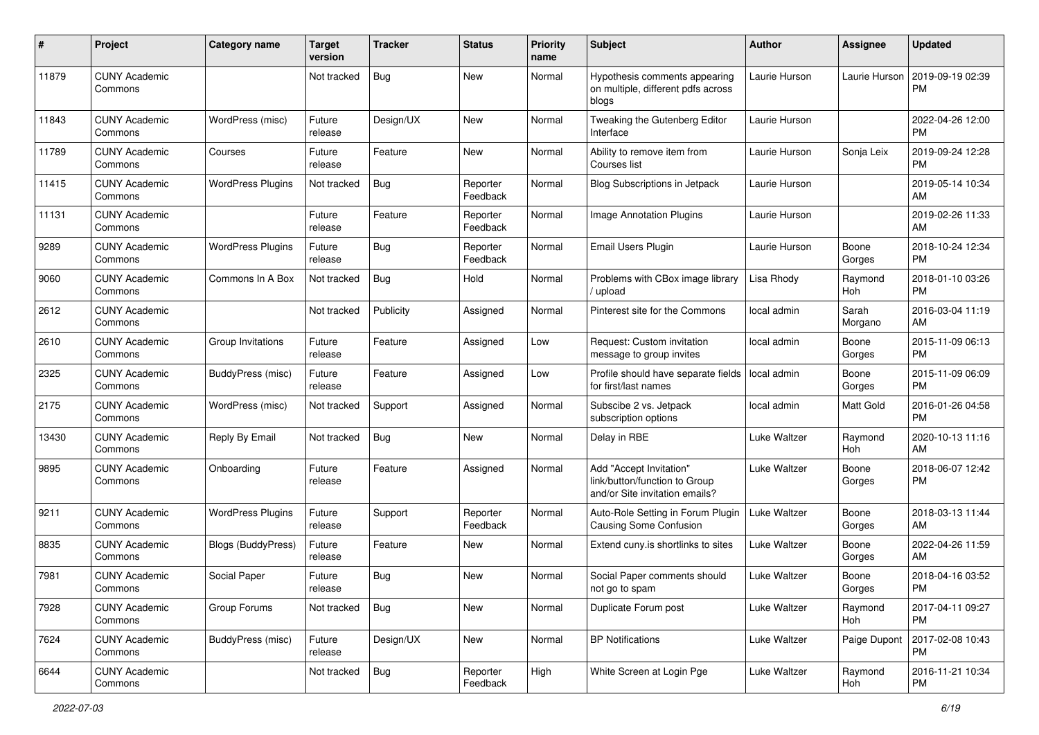| # | Project | Category name | Target version | Tracker | Status | Priority name | Subject | Author | Assignee | Updated |
|---|---|---|---|---|---|---|---|---|---|---|
| 11879 | CUNY Academic Commons | | Not tracked | Bug | New | Normal | Hypothesis comments appearing on multiple, different pdfs across blogs | Laurie Hurson | Laurie Hurson | 2019-09-19 02:39 PM |
| 11843 | CUNY Academic Commons | WordPress (misc) | Future release | Design/UX | New | Normal | Tweaking the Gutenberg Editor Interface | Laurie Hurson | | 2022-04-26 12:00 PM |
| 11789 | CUNY Academic Commons | Courses | Future release | Feature | New | Normal | Ability to remove item from Courses list | Laurie Hurson | Sonja Leix | 2019-09-24 12:28 PM |
| 11415 | CUNY Academic Commons | WordPress Plugins | Not tracked | Bug | Reporter Feedback | Normal | Blog Subscriptions in Jetpack | Laurie Hurson | | 2019-05-14 10:34 AM |
| 11131 | CUNY Academic Commons | | Future release | Feature | Reporter Feedback | Normal | Image Annotation Plugins | Laurie Hurson | | 2019-02-26 11:33 AM |
| 9289 | CUNY Academic Commons | WordPress Plugins | Future release | Bug | Reporter Feedback | Normal | Email Users Plugin | Laurie Hurson | Boone Gorges | 2018-10-24 12:34 PM |
| 9060 | CUNY Academic Commons | Commons In A Box | Not tracked | Bug | Hold | Normal | Problems with CBox image library / upload | Lisa Rhody | Raymond Hoh | 2018-01-10 03:26 PM |
| 2612 | CUNY Academic Commons | | Not tracked | Publicity | Assigned | Normal | Pinterest site for the Commons | local admin | Sarah Morgano | 2016-03-04 11:19 AM |
| 2610 | CUNY Academic Commons | Group Invitations | Future release | Feature | Assigned | Low | Request: Custom invitation message to group invites | local admin | Boone Gorges | 2015-11-09 06:13 PM |
| 2325 | CUNY Academic Commons | BuddyPress (misc) | Future release | Feature | Assigned | Low | Profile should have separate fields for first/last names | local admin | Boone Gorges | 2015-11-09 06:09 PM |
| 2175 | CUNY Academic Commons | WordPress (misc) | Not tracked | Support | Assigned | Normal | Subscibe 2 vs. Jetpack subscription options | local admin | Matt Gold | 2016-01-26 04:58 PM |
| 13430 | CUNY Academic Commons | Reply By Email | Not tracked | Bug | New | Normal | Delay in RBE | Luke Waltzer | Raymond Hoh | 2020-10-13 11:16 AM |
| 9895 | CUNY Academic Commons | Onboarding | Future release | Feature | Assigned | Normal | Add "Accept Invitation" link/button/function to Group and/or Site invitation emails? | Luke Waltzer | Boone Gorges | 2018-06-07 12:42 PM |
| 9211 | CUNY Academic Commons | WordPress Plugins | Future release | Support | Reporter Feedback | Normal | Auto-Role Setting in Forum Plugin Causing Some Confusion | Luke Waltzer | Boone Gorges | 2018-03-13 11:44 AM |
| 8835 | CUNY Academic Commons | Blogs (BuddyPress) | Future release | Feature | New | Normal | Extend cuny.is shortlinks to sites | Luke Waltzer | Boone Gorges | 2022-04-26 11:59 AM |
| 7981 | CUNY Academic Commons | Social Paper | Future release | Bug | New | Normal | Social Paper comments should not go to spam | Luke Waltzer | Boone Gorges | 2018-04-16 03:52 PM |
| 7928 | CUNY Academic Commons | Group Forums | Not tracked | Bug | New | Normal | Duplicate Forum post | Luke Waltzer | Raymond Hoh | 2017-04-11 09:27 PM |
| 7624 | CUNY Academic Commons | BuddyPress (misc) | Future release | Design/UX | New | Normal | BP Notifications | Luke Waltzer | Paige Dupont | 2017-02-08 10:43 PM |
| 6644 | CUNY Academic Commons | | Not tracked | Bug | Reporter Feedback | High | White Screen at Login Pge | Luke Waltzer | Raymond Hoh | 2016-11-21 10:34 PM |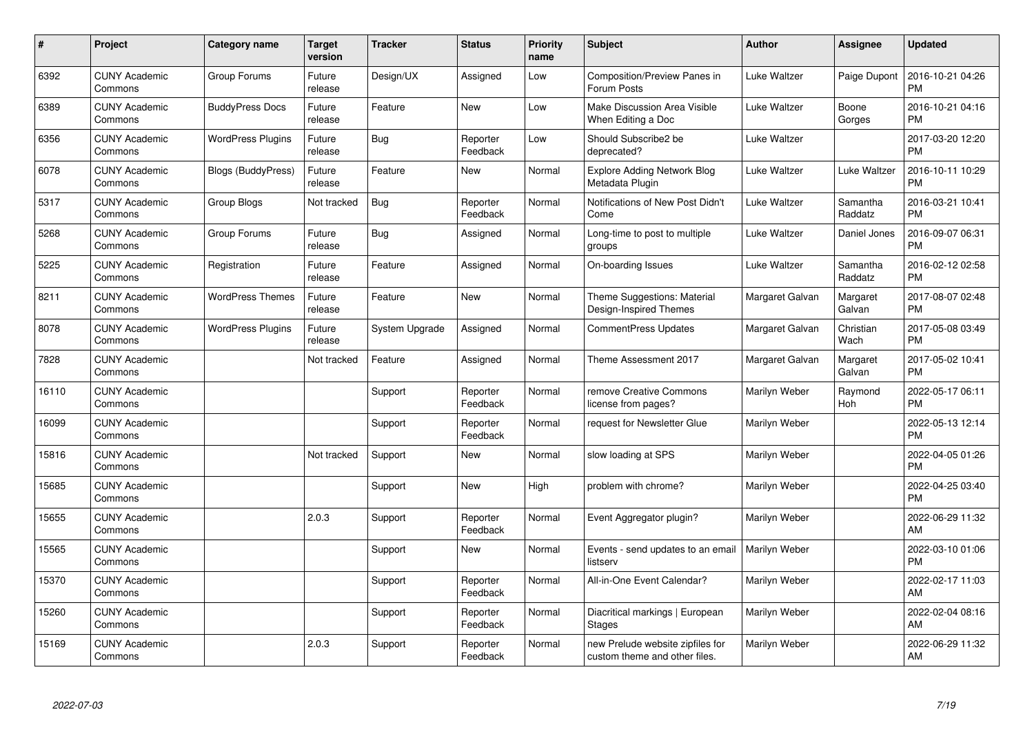| # | Project | Category name | Target version | Tracker | Status | Priority name | Subject | Author | Assignee | Updated |
|---|---|---|---|---|---|---|---|---|---|---|
| 6392 | CUNY Academic Commons | Group Forums | Future release | Design/UX | Assigned | Low | Composition/Preview Panes in Forum Posts | Luke Waltzer | Paige Dupont | 2016-10-21 04:26 PM |
| 6389 | CUNY Academic Commons | BuddyPress Docs | Future release | Feature | New | Low | Make Discussion Area Visible When Editing a Doc | Luke Waltzer | Boone Gorges | 2016-10-21 04:16 PM |
| 6356 | CUNY Academic Commons | WordPress Plugins | Future release | Bug | Reporter Feedback | Low | Should Subscribe2 be deprecated? | Luke Waltzer | | 2017-03-20 12:20 PM |
| 6078 | CUNY Academic Commons | Blogs (BuddyPress) | Future release | Feature | New | Normal | Explore Adding Network Blog Metadata Plugin | Luke Waltzer | Luke Waltzer | 2016-10-11 10:29 PM |
| 5317 | CUNY Academic Commons | Group Blogs | Not tracked | Bug | Reporter Feedback | Normal | Notifications of New Post Didn't Come | Luke Waltzer | Samantha Raddatz | 2016-03-21 10:41 PM |
| 5268 | CUNY Academic Commons | Group Forums | Future release | Bug | Assigned | Normal | Long-time to post to multiple groups | Luke Waltzer | Daniel Jones | 2016-09-07 06:31 PM |
| 5225 | CUNY Academic Commons | Registration | Future release | Feature | Assigned | Normal | On-boarding Issues | Luke Waltzer | Samantha Raddatz | 2016-02-12 02:58 PM |
| 8211 | CUNY Academic Commons | WordPress Themes | Future release | Feature | New | Normal | Theme Suggestions: Material Design-Inspired Themes | Margaret Galvan | Margaret Galvan | 2017-08-07 02:48 PM |
| 8078 | CUNY Academic Commons | WordPress Plugins | Future release | System Upgrade | Assigned | Normal | CommentPress Updates | Margaret Galvan | Christian Wach | 2017-05-08 03:49 PM |
| 7828 | CUNY Academic Commons | | Not tracked | Feature | Assigned | Normal | Theme Assessment 2017 | Margaret Galvan | Margaret Galvan | 2017-05-02 10:41 PM |
| 16110 | CUNY Academic Commons | | | Support | Reporter Feedback | Normal | remove Creative Commons license from pages? | Marilyn Weber | Raymond Hoh | 2022-05-17 06:11 PM |
| 16099 | CUNY Academic Commons | | | Support | Reporter Feedback | Normal | request for Newsletter Glue | Marilyn Weber | | 2022-05-13 12:14 PM |
| 15816 | CUNY Academic Commons | | Not tracked | Support | New | Normal | slow loading at SPS | Marilyn Weber | | 2022-04-05 01:26 PM |
| 15685 | CUNY Academic Commons | | | Support | New | High | problem with chrome? | Marilyn Weber | | 2022-04-25 03:40 PM |
| 15655 | CUNY Academic Commons | | 2.0.3 | Support | Reporter Feedback | Normal | Event Aggregator plugin? | Marilyn Weber | | 2022-06-29 11:32 AM |
| 15565 | CUNY Academic Commons | | | Support | New | Normal | Events - send updates to an email listserv | Marilyn Weber | | 2022-03-10 01:06 PM |
| 15370 | CUNY Academic Commons | | | Support | Reporter Feedback | Normal | All-in-One Event Calendar? | Marilyn Weber | | 2022-02-17 11:03 AM |
| 15260 | CUNY Academic Commons | | | Support | Reporter Feedback | Normal | Diacritical markings \| European Stages | Marilyn Weber | | 2022-02-04 08:16 AM |
| 15169 | CUNY Academic Commons | | 2.0.3 | Support | Reporter Feedback | Normal | new Prelude website zipfiles for custom theme and other files. | Marilyn Weber | | 2022-06-29 11:32 AM |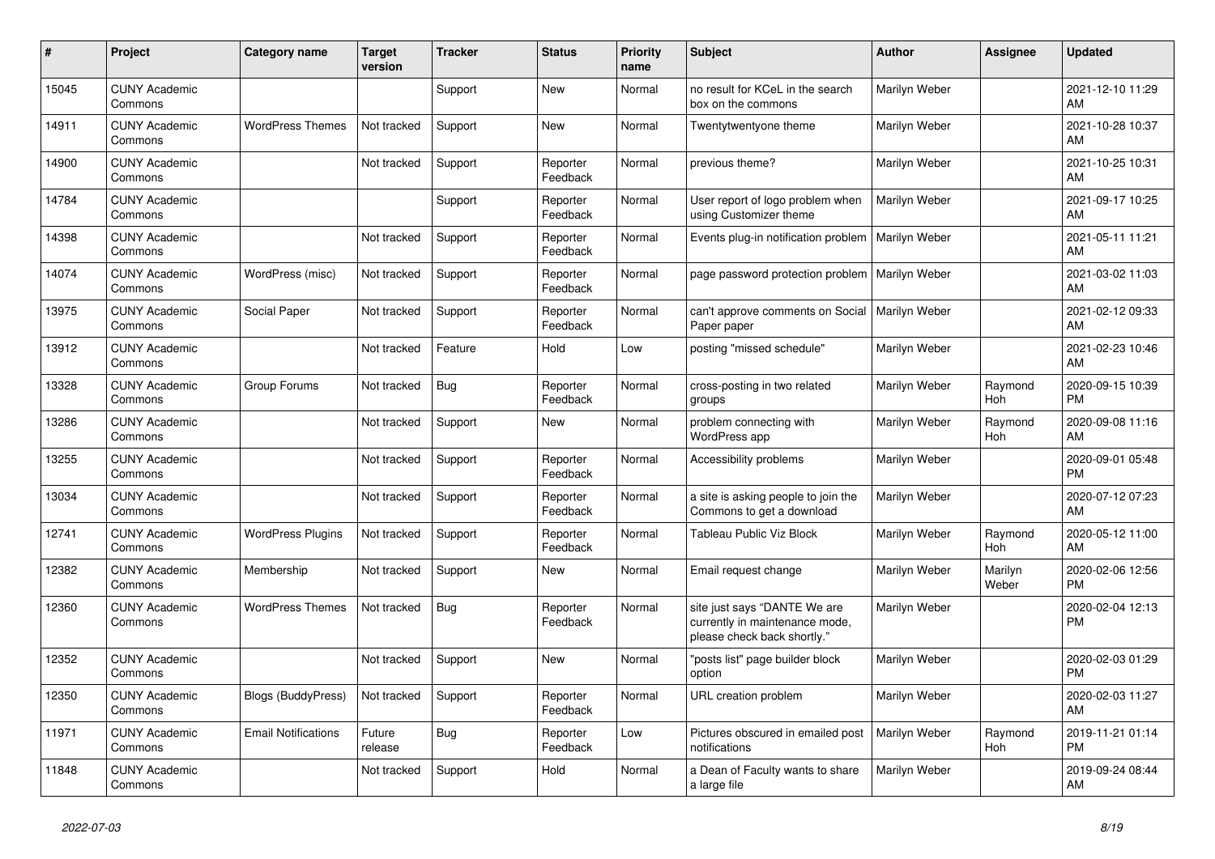| # | Project | Category name | Target version | Tracker | Status | Priority name | Subject | Author | Assignee | Updated |
|---|---|---|---|---|---|---|---|---|---|---|
| 15045 | CUNY Academic Commons | | | Support | New | Normal | no result for KCeL in the search box on the commons | Marilyn Weber | | 2021-12-10 11:29 AM |
| 14911 | CUNY Academic Commons | WordPress Themes | Not tracked | Support | New | Normal | Twentytwentyone theme | Marilyn Weber | | 2021-10-28 10:37 AM |
| 14900 | CUNY Academic Commons | | Not tracked | Support | Reporter Feedback | Normal | previous theme? | Marilyn Weber | | 2021-10-25 10:31 AM |
| 14784 | CUNY Academic Commons | | | Support | Reporter Feedback | Normal | User report of logo problem when using Customizer theme | Marilyn Weber | | 2021-09-17 10:25 AM |
| 14398 | CUNY Academic Commons | | Not tracked | Support | Reporter Feedback | Normal | Events plug-in notification problem | Marilyn Weber | | 2021-05-11 11:21 AM |
| 14074 | CUNY Academic Commons | WordPress (misc) | Not tracked | Support | Reporter Feedback | Normal | page password protection problem | Marilyn Weber | | 2021-03-02 11:03 AM |
| 13975 | CUNY Academic Commons | Social Paper | Not tracked | Support | Reporter Feedback | Normal | can't approve comments on Social Paper paper | Marilyn Weber | | 2021-02-12 09:33 AM |
| 13912 | CUNY Academic Commons | | Not tracked | Feature | Hold | Low | posting "missed schedule" | Marilyn Weber | | 2021-02-23 10:46 AM |
| 13328 | CUNY Academic Commons | Group Forums | Not tracked | Bug | Reporter Feedback | Normal | cross-posting in two related groups | Marilyn Weber | Raymond Hoh | 2020-09-15 10:39 PM |
| 13286 | CUNY Academic Commons | | Not tracked | Support | New | Normal | problem connecting with WordPress app | Marilyn Weber | Raymond Hoh | 2020-09-08 11:16 AM |
| 13255 | CUNY Academic Commons | | Not tracked | Support | Reporter Feedback | Normal | Accessibility problems | Marilyn Weber | | 2020-09-01 05:48 PM |
| 13034 | CUNY Academic Commons | | Not tracked | Support | Reporter Feedback | Normal | a site is asking people to join the Commons to get a download | Marilyn Weber | | 2020-07-12 07:23 AM |
| 12741 | CUNY Academic Commons | WordPress Plugins | Not tracked | Support | Reporter Feedback | Normal | Tableau Public Viz Block | Marilyn Weber | Raymond Hoh | 2020-05-12 11:00 AM |
| 12382 | CUNY Academic Commons | Membership | Not tracked | Support | New | Normal | Email request change | Marilyn Weber | Marilyn Weber | 2020-02-06 12:56 PM |
| 12360 | CUNY Academic Commons | WordPress Themes | Not tracked | Bug | Reporter Feedback | Normal | site just says "DANTE We are currently in maintenance mode, please check back shortly." | Marilyn Weber | | 2020-02-04 12:13 PM |
| 12352 | CUNY Academic Commons | | Not tracked | Support | New | Normal | "posts list" page builder block option | Marilyn Weber | | 2020-02-03 01:29 PM |
| 12350 | CUNY Academic Commons | Blogs (BuddyPress) | Not tracked | Support | Reporter Feedback | Normal | URL creation problem | Marilyn Weber | | 2020-02-03 11:27 AM |
| 11971 | CUNY Academic Commons | Email Notifications | Future release | Bug | Reporter Feedback | Low | Pictures obscured in emailed post notifications | Marilyn Weber | Raymond Hoh | 2019-11-21 01:14 PM |
| 11848 | CUNY Academic Commons | | Not tracked | Support | Hold | Normal | a Dean of Faculty wants to share a large file | Marilyn Weber | | 2019-09-24 08:44 AM |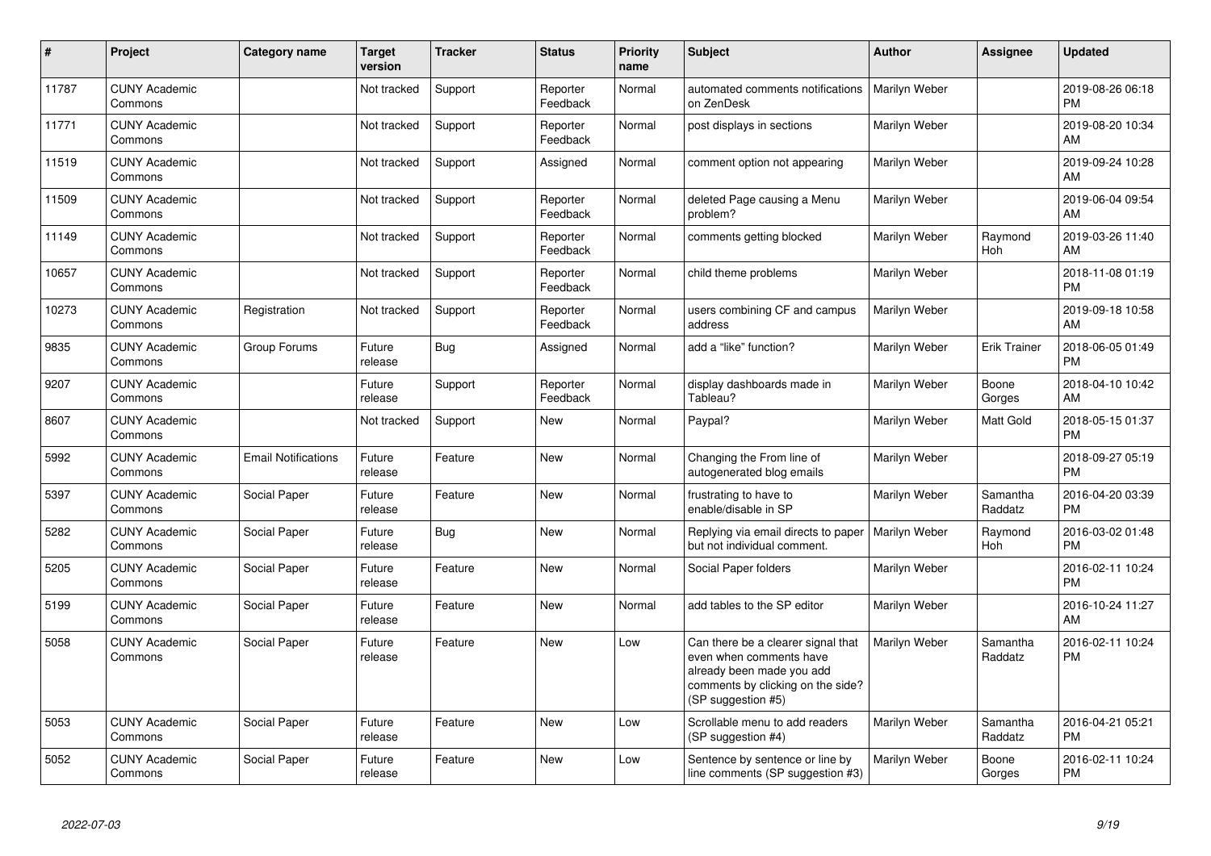| # | Project | Category name | Target version | Tracker | Status | Priority name | Subject | Author | Assignee | Updated |
|---|---|---|---|---|---|---|---|---|---|---|
| 11787 | CUNY Academic Commons | | Not tracked | Support | Reporter Feedback | Normal | automated comments notifications on ZenDesk | Marilyn Weber | | 2019-08-26 06:18 PM |
| 11771 | CUNY Academic Commons | | Not tracked | Support | Reporter Feedback | Normal | post displays in sections | Marilyn Weber | | 2019-08-20 10:34 AM |
| 11519 | CUNY Academic Commons | | Not tracked | Support | Assigned | Normal | comment option not appearing | Marilyn Weber | | 2019-09-24 10:28 AM |
| 11509 | CUNY Academic Commons | | Not tracked | Support | Reporter Feedback | Normal | deleted Page causing a Menu problem? | Marilyn Weber | | 2019-06-04 09:54 AM |
| 11149 | CUNY Academic Commons | | Not tracked | Support | Reporter Feedback | Normal | comments getting blocked | Marilyn Weber | Raymond Hoh | 2019-03-26 11:40 AM |
| 10657 | CUNY Academic Commons | | Not tracked | Support | Reporter Feedback | Normal | child theme problems | Marilyn Weber | | 2018-11-08 01:19 PM |
| 10273 | CUNY Academic Commons | Registration | Not tracked | Support | Reporter Feedback | Normal | users combining CF and campus address | Marilyn Weber | | 2019-09-18 10:58 AM |
| 9835 | CUNY Academic Commons | Group Forums | Future release | Bug | Assigned | Normal | add a "like" function? | Marilyn Weber | Erik Trainer | 2018-06-05 01:49 PM |
| 9207 | CUNY Academic Commons | | Future release | Support | Reporter Feedback | Normal | display dashboards made in Tableau? | Marilyn Weber | Boone Gorges | 2018-04-10 10:42 AM |
| 8607 | CUNY Academic Commons | | Not tracked | Support | New | Normal | Paypal? | Marilyn Weber | Matt Gold | 2018-05-15 01:37 PM |
| 5992 | CUNY Academic Commons | Email Notifications | Future release | Feature | New | Normal | Changing the From line of autogenerated blog emails | Marilyn Weber | | 2018-09-27 05:19 PM |
| 5397 | CUNY Academic Commons | Social Paper | Future release | Feature | New | Normal | frustrating to have to enable/disable in SP | Marilyn Weber | Samantha Raddatz | 2016-04-20 03:39 PM |
| 5282 | CUNY Academic Commons | Social Paper | Future release | Bug | New | Normal | Replying via email directs to paper but not individual comment. | Marilyn Weber | Raymond Hoh | 2016-03-02 01:48 PM |
| 5205 | CUNY Academic Commons | Social Paper | Future release | Feature | New | Normal | Social Paper folders | Marilyn Weber | | 2016-02-11 10:24 PM |
| 5199 | CUNY Academic Commons | Social Paper | Future release | Feature | New | Normal | add tables to the SP editor | Marilyn Weber | | 2016-10-24 11:27 AM |
| 5058 | CUNY Academic Commons | Social Paper | Future release | Feature | New | Low | Can there be a clearer signal that even when comments have already been made you add comments by clicking on the side? (SP suggestion #5) | Marilyn Weber | Samantha Raddatz | 2016-02-11 10:24 PM |
| 5053 | CUNY Academic Commons | Social Paper | Future release | Feature | New | Low | Scrollable menu to add readers (SP suggestion #4) | Marilyn Weber | Samantha Raddatz | 2016-04-21 05:21 PM |
| 5052 | CUNY Academic Commons | Social Paper | Future release | Feature | New | Low | Sentence by sentence or line by line comments (SP suggestion #3) | Marilyn Weber | Boone Gorges | 2016-02-11 10:24 PM |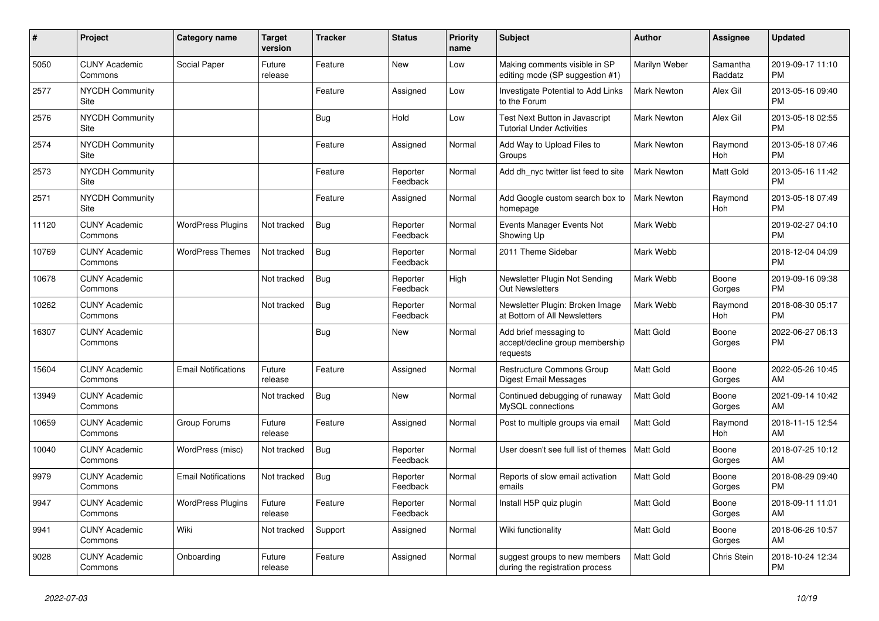| # | Project | Category name | Target version | Tracker | Status | Priority name | Subject | Author | Assignee | Updated |
|---|---|---|---|---|---|---|---|---|---|---|
| 5050 | CUNY Academic Commons | Social Paper | Future release | Feature | New | Low | Making comments visible in SP editing mode (SP suggestion #1) | Marilyn Weber | Samantha Raddatz | 2019-09-17 11:10 PM |
| 2577 | NYCDH Community Site | | | Feature | Assigned | Low | Investigate Potential to Add Links to the Forum | Mark Newton | Alex Gil | 2013-05-16 09:40 PM |
| 2576 | NYCDH Community Site | | | Bug | Hold | Low | Test Next Button in Javascript Tutorial Under Activities | Mark Newton | Alex Gil | 2013-05-18 02:55 PM |
| 2574 | NYCDH Community Site | | | Feature | Assigned | Normal | Add Way to Upload Files to Groups | Mark Newton | Raymond Hoh | 2013-05-18 07:46 PM |
| 2573 | NYCDH Community Site | | | Feature | Reporter Feedback | Normal | Add dh_nyc twitter list feed to site | Mark Newton | Matt Gold | 2013-05-16 11:42 PM |
| 2571 | NYCDH Community Site | | | Feature | Assigned | Normal | Add Google custom search box to homepage | Mark Newton | Raymond Hoh | 2013-05-18 07:49 PM |
| 11120 | CUNY Academic Commons | WordPress Plugins | Not tracked | Bug | Reporter Feedback | Normal | Events Manager Events Not Showing Up | Mark Webb | | 2019-02-27 04:10 PM |
| 10769 | CUNY Academic Commons | WordPress Themes | Not tracked | Bug | Reporter Feedback | Normal | 2011 Theme Sidebar | Mark Webb | | 2018-12-04 04:09 PM |
| 10678 | CUNY Academic Commons | | Not tracked | Bug | Reporter Feedback | High | Newsletter Plugin Not Sending Out Newsletters | Mark Webb | Boone Gorges | 2019-09-16 09:38 PM |
| 10262 | CUNY Academic Commons | | Not tracked | Bug | Reporter Feedback | Normal | Newsletter Plugin: Broken Image at Bottom of All Newsletters | Mark Webb | Raymond Hoh | 2018-08-30 05:17 PM |
| 16307 | CUNY Academic Commons | | | Bug | New | Normal | Add brief messaging to accept/decline group membership requests | Matt Gold | Boone Gorges | 2022-06-27 06:13 PM |
| 15604 | CUNY Academic Commons | Email Notifications | Future release | Feature | Assigned | Normal | Restructure Commons Group Digest Email Messages | Matt Gold | Boone Gorges | 2022-05-26 10:45 AM |
| 13949 | CUNY Academic Commons | | Not tracked | Bug | New | Normal | Continued debugging of runaway MySQL connections | Matt Gold | Boone Gorges | 2021-09-14 10:42 AM |
| 10659 | CUNY Academic Commons | Group Forums | Future release | Feature | Assigned | Normal | Post to multiple groups via email | Matt Gold | Raymond Hoh | 2018-11-15 12:54 AM |
| 10040 | CUNY Academic Commons | WordPress (misc) | Not tracked | Bug | Reporter Feedback | Normal | User doesn't see full list of themes | Matt Gold | Boone Gorges | 2018-07-25 10:12 AM |
| 9979 | CUNY Academic Commons | Email Notifications | Not tracked | Bug | Reporter Feedback | Normal | Reports of slow email activation emails | Matt Gold | Boone Gorges | 2018-08-29 09:40 PM |
| 9947 | CUNY Academic Commons | WordPress Plugins | Future release | Feature | Reporter Feedback | Normal | Install H5P quiz plugin | Matt Gold | Boone Gorges | 2018-09-11 11:01 AM |
| 9941 | CUNY Academic Commons | Wiki | Not tracked | Support | Assigned | Normal | Wiki functionality | Matt Gold | Boone Gorges | 2018-06-26 10:57 AM |
| 9028 | CUNY Academic Commons | Onboarding | Future release | Feature | Assigned | Normal | suggest groups to new members during the registration process | Matt Gold | Chris Stein | 2018-10-24 12:34 PM |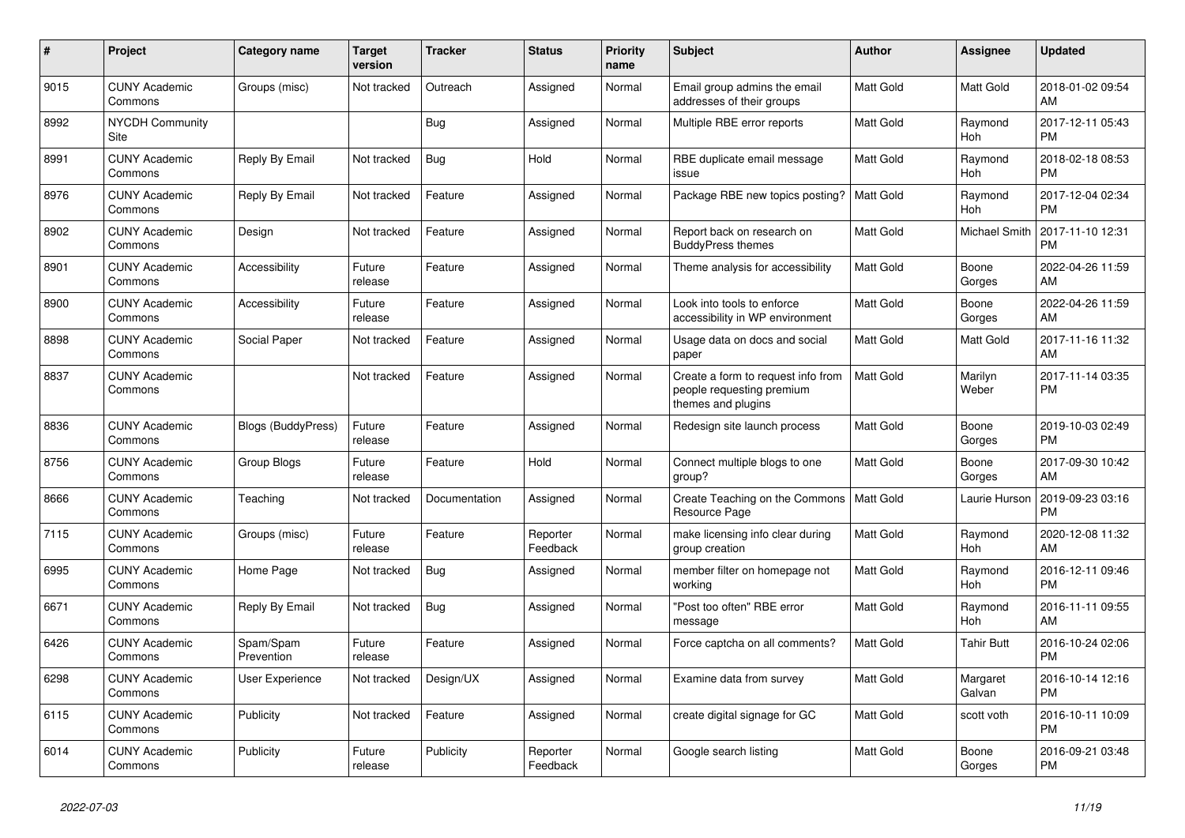| # | Project | Category name | Target version | Tracker | Status | Priority name | Subject | Author | Assignee | Updated |
|---|---|---|---|---|---|---|---|---|---|---|
| 9015 | CUNY Academic Commons | Groups (misc) | Not tracked | Outreach | Assigned | Normal | Email group admins the email addresses of their groups | Matt Gold | Matt Gold | 2018-01-02 09:54 AM |
| 8992 | NYCDH Community Site | | | Bug | Assigned | Normal | Multiple RBE error reports | Matt Gold | Raymond Hoh | 2017-12-11 05:43 PM |
| 8991 | CUNY Academic Commons | Reply By Email | Not tracked | Bug | Hold | Normal | RBE duplicate email message issue | Matt Gold | Raymond Hoh | 2018-02-18 08:53 PM |
| 8976 | CUNY Academic Commons | Reply By Email | Not tracked | Feature | Assigned | Normal | Package RBE new topics posting? | Matt Gold | Raymond Hoh | 2017-12-04 02:34 PM |
| 8902 | CUNY Academic Commons | Design | Not tracked | Feature | Assigned | Normal | Report back on research on BuddyPress themes | Matt Gold | Michael Smith | 2017-11-10 12:31 PM |
| 8901 | CUNY Academic Commons | Accessibility | Future release | Feature | Assigned | Normal | Theme analysis for accessibility | Matt Gold | Boone Gorges | 2022-04-26 11:59 AM |
| 8900 | CUNY Academic Commons | Accessibility | Future release | Feature | Assigned | Normal | Look into tools to enforce accessibility in WP environment | Matt Gold | Boone Gorges | 2022-04-26 11:59 AM |
| 8898 | CUNY Academic Commons | Social Paper | Not tracked | Feature | Assigned | Normal | Usage data on docs and social paper | Matt Gold | Matt Gold | 2017-11-16 11:32 AM |
| 8837 | CUNY Academic Commons | | Not tracked | Feature | Assigned | Normal | Create a form to request info from people requesting premium themes and plugins | Matt Gold | Marilyn Weber | 2017-11-14 03:35 PM |
| 8836 | CUNY Academic Commons | Blogs (BuddyPress) | Future release | Feature | Assigned | Normal | Redesign site launch process | Matt Gold | Boone Gorges | 2019-10-03 02:49 PM |
| 8756 | CUNY Academic Commons | Group Blogs | Future release | Feature | Hold | Normal | Connect multiple blogs to one group? | Matt Gold | Boone Gorges | 2017-09-30 10:42 AM |
| 8666 | CUNY Academic Commons | Teaching | Not tracked | Documentation | Assigned | Normal | Create Teaching on the Commons Resource Page | Matt Gold | Laurie Hurson | 2019-09-23 03:16 PM |
| 7115 | CUNY Academic Commons | Groups (misc) | Future release | Feature | Reporter Feedback | Normal | make licensing info clear during group creation | Matt Gold | Raymond Hoh | 2020-12-08 11:32 AM |
| 6995 | CUNY Academic Commons | Home Page | Not tracked | Bug | Assigned | Normal | member filter on homepage not working | Matt Gold | Raymond Hoh | 2016-12-11 09:46 PM |
| 6671 | CUNY Academic Commons | Reply By Email | Not tracked | Bug | Assigned | Normal | "Post too often" RBE error message | Matt Gold | Raymond Hoh | 2016-11-11 09:55 AM |
| 6426 | CUNY Academic Commons | Spam/Spam Prevention | Future release | Feature | Assigned | Normal | Force captcha on all comments? | Matt Gold | Tahir Butt | 2016-10-24 02:06 PM |
| 6298 | CUNY Academic Commons | User Experience | Not tracked | Design/UX | Assigned | Normal | Examine data from survey | Matt Gold | Margaret Galvan | 2016-10-14 12:16 PM |
| 6115 | CUNY Academic Commons | Publicity | Not tracked | Feature | Assigned | Normal | create digital signage for GC | Matt Gold | scott voth | 2016-10-11 10:09 PM |
| 6014 | CUNY Academic Commons | Publicity | Future release | Publicity | Reporter Feedback | Normal | Google search listing | Matt Gold | Boone Gorges | 2016-09-21 03:48 PM |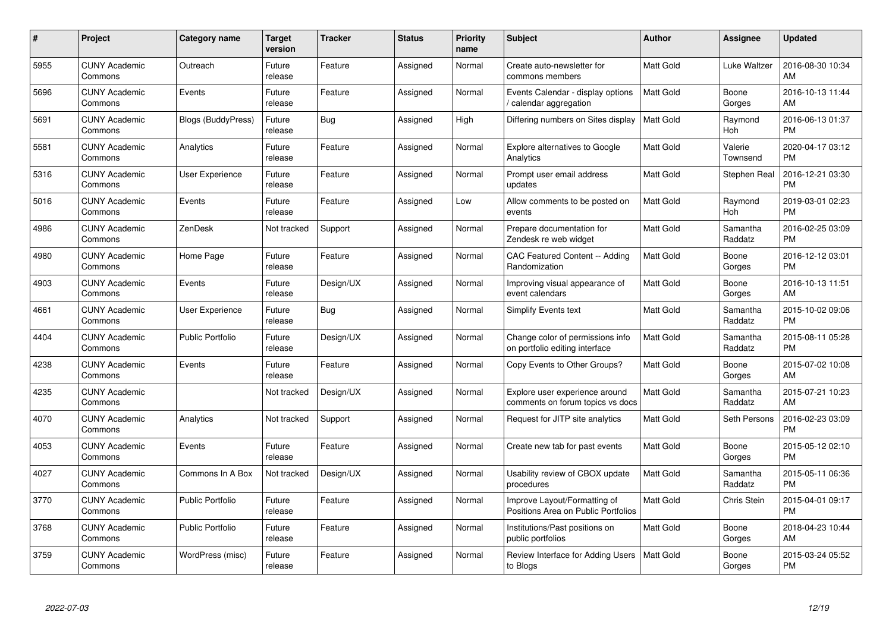| # | Project | Category name | Target version | Tracker | Status | Priority name | Subject | Author | Assignee | Updated |
|---|---|---|---|---|---|---|---|---|---|---|
| 5955 | CUNY Academic Commons | Outreach | Future release | Feature | Assigned | Normal | Create auto-newsletter for commons members | Matt Gold | Luke Waltzer | 2016-08-30 10:34 AM |
| 5696 | CUNY Academic Commons | Events | Future release | Feature | Assigned | Normal | Events Calendar - display options / calendar aggregation | Matt Gold | Boone Gorges | 2016-10-13 11:44 AM |
| 5691 | CUNY Academic Commons | Blogs (BuddyPress) | Future release | Bug | Assigned | High | Differing numbers on Sites display | Matt Gold | Raymond Hoh | 2016-06-13 01:37 PM |
| 5581 | CUNY Academic Commons | Analytics | Future release | Feature | Assigned | Normal | Explore alternatives to Google Analytics | Matt Gold | Valerie Townsend | 2020-04-17 03:12 PM |
| 5316 | CUNY Academic Commons | User Experience | Future release | Feature | Assigned | Normal | Prompt user email address updates | Matt Gold | Stephen Real | 2016-12-21 03:30 PM |
| 5016 | CUNY Academic Commons | Events | Future release | Feature | Assigned | Low | Allow comments to be posted on events | Matt Gold | Raymond Hoh | 2019-03-01 02:23 PM |
| 4986 | CUNY Academic Commons | ZenDesk | Not tracked | Support | Assigned | Normal | Prepare documentation for Zendesk re web widget | Matt Gold | Samantha Raddatz | 2016-02-25 03:09 PM |
| 4980 | CUNY Academic Commons | Home Page | Future release | Feature | Assigned | Normal | CAC Featured Content -- Adding Randomization | Matt Gold | Boone Gorges | 2016-12-12 03:01 PM |
| 4903 | CUNY Academic Commons | Events | Future release | Design/UX | Assigned | Normal | Improving visual appearance of event calendars | Matt Gold | Boone Gorges | 2016-10-13 11:51 AM |
| 4661 | CUNY Academic Commons | User Experience | Future release | Bug | Assigned | Normal | Simplify Events text | Matt Gold | Samantha Raddatz | 2015-10-02 09:06 PM |
| 4404 | CUNY Academic Commons | Public Portfolio | Future release | Design/UX | Assigned | Normal | Change color of permissions info on portfolio editing interface | Matt Gold | Samantha Raddatz | 2015-08-11 05:28 PM |
| 4238 | CUNY Academic Commons | Events | Future release | Feature | Assigned | Normal | Copy Events to Other Groups? | Matt Gold | Boone Gorges | 2015-07-02 10:08 AM |
| 4235 | CUNY Academic Commons | | Not tracked | Design/UX | Assigned | Normal | Explore user experience around comments on forum topics vs docs | Matt Gold | Samantha Raddatz | 2015-07-21 10:23 AM |
| 4070 | CUNY Academic Commons | Analytics | Not tracked | Support | Assigned | Normal | Request for JITP site analytics | Matt Gold | Seth Persons | 2016-02-23 03:09 PM |
| 4053 | CUNY Academic Commons | Events | Future release | Feature | Assigned | Normal | Create new tab for past events | Matt Gold | Boone Gorges | 2015-05-12 02:10 PM |
| 4027 | CUNY Academic Commons | Commons In A Box | Not tracked | Design/UX | Assigned | Normal | Usability review of CBOX update procedures | Matt Gold | Samantha Raddatz | 2015-05-11 06:36 PM |
| 3770 | CUNY Academic Commons | Public Portfolio | Future release | Feature | Assigned | Normal | Improve Layout/Formatting of Positions Area on Public Portfolios | Matt Gold | Chris Stein | 2015-04-01 09:17 PM |
| 3768 | CUNY Academic Commons | Public Portfolio | Future release | Feature | Assigned | Normal | Institutions/Past positions on public portfolios | Matt Gold | Boone Gorges | 2018-04-23 10:44 AM |
| 3759 | CUNY Academic Commons | WordPress (misc) | Future release | Feature | Assigned | Normal | Review Interface for Adding Users to Blogs | Matt Gold | Boone Gorges | 2015-03-24 05:52 PM |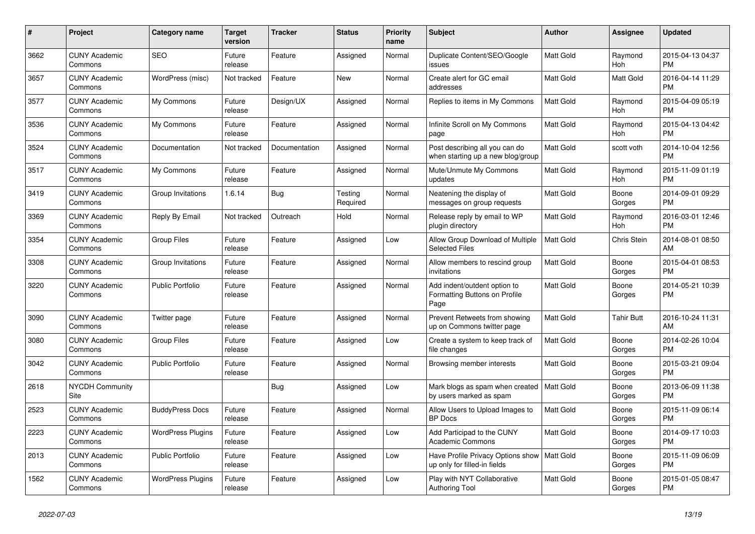| # | Project | Category name | Target version | Tracker | Status | Priority name | Subject | Author | Assignee | Updated |
|---|---|---|---|---|---|---|---|---|---|---|
| 3662 | CUNY Academic Commons | SEO | Future release | Feature | Assigned | Normal | Duplicate Content/SEO/Google issues | Matt Gold | Raymond Hoh | 2015-04-13 04:37 PM |
| 3657 | CUNY Academic Commons | WordPress (misc) | Not tracked | Feature | New | Normal | Create alert for GC email addresses | Matt Gold | Matt Gold | 2016-04-14 11:29 PM |
| 3577 | CUNY Academic Commons | My Commons | Future release | Design/UX | Assigned | Normal | Replies to items in My Commons | Matt Gold | Raymond Hoh | 2015-04-09 05:19 PM |
| 3536 | CUNY Academic Commons | My Commons | Future release | Feature | Assigned | Normal | Infinite Scroll on My Commons page | Matt Gold | Raymond Hoh | 2015-04-13 04:42 PM |
| 3524 | CUNY Academic Commons | Documentation | Not tracked | Documentation | Assigned | Normal | Post describing all you can do when starting up a new blog/group | Matt Gold | scott voth | 2014-10-04 12:56 PM |
| 3517 | CUNY Academic Commons | My Commons | Future release | Feature | Assigned | Normal | Mute/Unmute My Commons updates | Matt Gold | Raymond Hoh | 2015-11-09 01:19 PM |
| 3419 | CUNY Academic Commons | Group Invitations | 1.6.14 | Bug | Testing Required | Normal | Neatening the display of messages on group requests | Matt Gold | Boone Gorges | 2014-09-01 09:29 PM |
| 3369 | CUNY Academic Commons | Reply By Email | Not tracked | Outreach | Hold | Normal | Release reply by email to WP plugin directory | Matt Gold | Raymond Hoh | 2016-03-01 12:46 PM |
| 3354 | CUNY Academic Commons | Group Files | Future release | Feature | Assigned | Low | Allow Group Download of Multiple Selected Files | Matt Gold | Chris Stein | 2014-08-01 08:50 AM |
| 3308 | CUNY Academic Commons | Group Invitations | Future release | Feature | Assigned | Normal | Allow members to rescind group invitations | Matt Gold | Boone Gorges | 2015-04-01 08:53 PM |
| 3220 | CUNY Academic Commons | Public Portfolio | Future release | Feature | Assigned | Normal | Add indent/outdent option to Formatting Buttons on Profile Page | Matt Gold | Boone Gorges | 2014-05-21 10:39 PM |
| 3090 | CUNY Academic Commons | Twitter page | Future release | Feature | Assigned | Normal | Prevent Retweets from showing up on Commons twitter page | Matt Gold | Tahir Butt | 2016-10-24 11:31 AM |
| 3080 | CUNY Academic Commons | Group Files | Future release | Feature | Assigned | Low | Create a system to keep track of file changes | Matt Gold | Boone Gorges | 2014-02-26 10:04 PM |
| 3042 | CUNY Academic Commons | Public Portfolio | Future release | Feature | Assigned | Normal | Browsing member interests | Matt Gold | Boone Gorges | 2015-03-21 09:04 PM |
| 2618 | NYCDH Community Site | | | Bug | Assigned | Low | Mark blogs as spam when created by users marked as spam | Matt Gold | Boone Gorges | 2013-06-09 11:38 PM |
| 2523 | CUNY Academic Commons | BuddyPress Docs | Future release | Feature | Assigned | Normal | Allow Users to Upload Images to BP Docs | Matt Gold | Boone Gorges | 2015-11-09 06:14 PM |
| 2223 | CUNY Academic Commons | WordPress Plugins | Future release | Feature | Assigned | Low | Add Participad to the CUNY Academic Commons | Matt Gold | Boone Gorges | 2014-09-17 10:03 PM |
| 2013 | CUNY Academic Commons | Public Portfolio | Future release | Feature | Assigned | Low | Have Profile Privacy Options show up only for filled-in fields | Matt Gold | Boone Gorges | 2015-11-09 06:09 PM |
| 1562 | CUNY Academic Commons | WordPress Plugins | Future release | Feature | Assigned | Low | Play with NYT Collaborative Authoring Tool | Matt Gold | Boone Gorges | 2015-01-05 08:47 PM |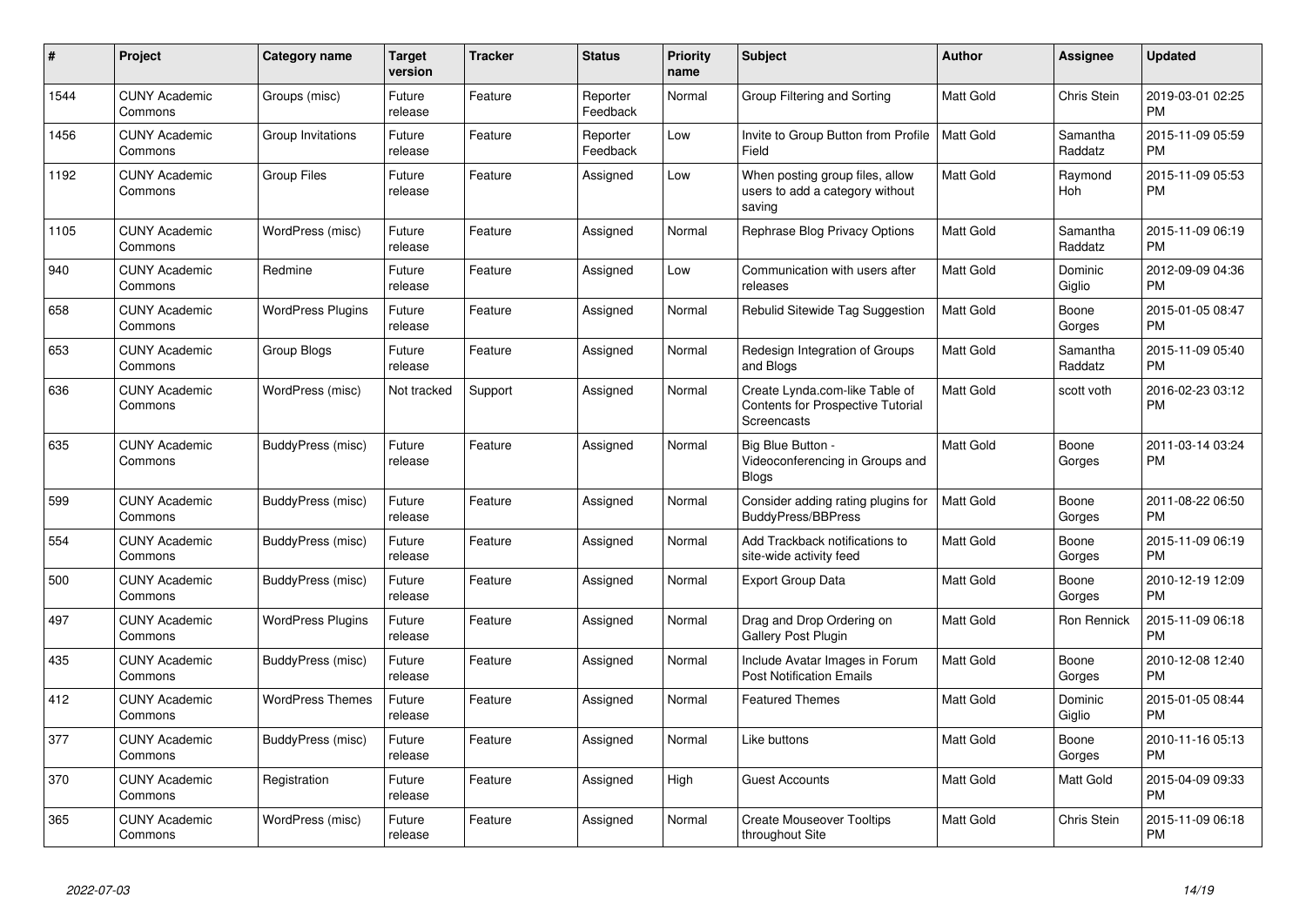| # | Project | Category name | Target version | Tracker | Status | Priority name | Subject | Author | Assignee | Updated |
|---|---|---|---|---|---|---|---|---|---|---|
| 1544 | CUNY Academic Commons | Groups (misc) | Future release | Feature | Reporter Feedback | Normal | Group Filtering and Sorting | Matt Gold | Chris Stein | 2019-03-01 02:25 PM |
| 1456 | CUNY Academic Commons | Group Invitations | Future release | Feature | Reporter Feedback | Low | Invite to Group Button from Profile Field | Matt Gold | Samantha Raddatz | 2015-11-09 05:59 PM |
| 1192 | CUNY Academic Commons | Group Files | Future release | Feature | Assigned | Low | When posting group files, allow users to add a category without saving | Matt Gold | Raymond Hoh | 2015-11-09 05:53 PM |
| 1105 | CUNY Academic Commons | WordPress (misc) | Future release | Feature | Assigned | Normal | Rephrase Blog Privacy Options | Matt Gold | Samantha Raddatz | 2015-11-09 06:19 PM |
| 940 | CUNY Academic Commons | Redmine | Future release | Feature | Assigned | Low | Communication with users after releases | Matt Gold | Dominic Giglio | 2012-09-09 04:36 PM |
| 658 | CUNY Academic Commons | WordPress Plugins | Future release | Feature | Assigned | Normal | Rebulid Sitewide Tag Suggestion | Matt Gold | Boone Gorges | 2015-01-05 08:47 PM |
| 653 | CUNY Academic Commons | Group Blogs | Future release | Feature | Assigned | Normal | Redesign Integration of Groups and Blogs | Matt Gold | Samantha Raddatz | 2015-11-09 05:40 PM |
| 636 | CUNY Academic Commons | WordPress (misc) | Not tracked | Support | Assigned | Normal | Create Lynda.com-like Table of Contents for Prospective Tutorial Screencasts | Matt Gold | scott voth | 2016-02-23 03:12 PM |
| 635 | CUNY Academic Commons | BuddyPress (misc) | Future release | Feature | Assigned | Normal | Big Blue Button - Videoconferencing in Groups and Blogs | Matt Gold | Boone Gorges | 2011-03-14 03:24 PM |
| 599 | CUNY Academic Commons | BuddyPress (misc) | Future release | Feature | Assigned | Normal | Consider adding rating plugins for BuddyPress/BBPress | Matt Gold | Boone Gorges | 2011-08-22 06:50 PM |
| 554 | CUNY Academic Commons | BuddyPress (misc) | Future release | Feature | Assigned | Normal | Add Trackback notifications to site-wide activity feed | Matt Gold | Boone Gorges | 2015-11-09 06:19 PM |
| 500 | CUNY Academic Commons | BuddyPress (misc) | Future release | Feature | Assigned | Normal | Export Group Data | Matt Gold | Boone Gorges | 2010-12-19 12:09 PM |
| 497 | CUNY Academic Commons | WordPress Plugins | Future release | Feature | Assigned | Normal | Drag and Drop Ordering on Gallery Post Plugin | Matt Gold | Ron Rennick | 2015-11-09 06:18 PM |
| 435 | CUNY Academic Commons | BuddyPress (misc) | Future release | Feature | Assigned | Normal | Include Avatar Images in Forum Post Notification Emails | Matt Gold | Boone Gorges | 2010-12-08 12:40 PM |
| 412 | CUNY Academic Commons | WordPress Themes | Future release | Feature | Assigned | Normal | Featured Themes | Matt Gold | Dominic Giglio | 2015-01-05 08:44 PM |
| 377 | CUNY Academic Commons | BuddyPress (misc) | Future release | Feature | Assigned | Normal | Like buttons | Matt Gold | Boone Gorges | 2010-11-16 05:13 PM |
| 370 | CUNY Academic Commons | Registration | Future release | Feature | Assigned | High | Guest Accounts | Matt Gold | Matt Gold | 2015-04-09 09:33 PM |
| 365 | CUNY Academic Commons | WordPress (misc) | Future release | Feature | Assigned | Normal | Create Mouseover Tooltips throughout Site | Matt Gold | Chris Stein | 2015-11-09 06:18 PM |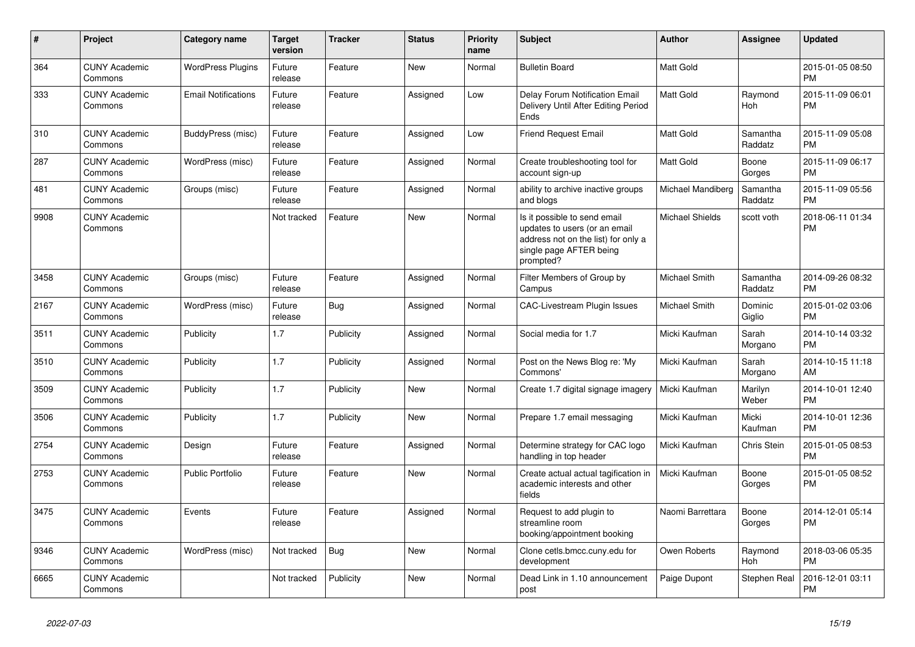| # | Project | Category name | Target version | Tracker | Status | Priority name | Subject | Author | Assignee | Updated |
|---|---|---|---|---|---|---|---|---|---|---|
| 364 | CUNY Academic Commons | WordPress Plugins | Future release | Feature | New | Normal | Bulletin Board | Matt Gold | | 2015-01-05 08:50 PM |
| 333 | CUNY Academic Commons | Email Notifications | Future release | Feature | Assigned | Low | Delay Forum Notification Email Delivery Until After Editing Period Ends | Matt Gold | Raymond Hoh | 2015-11-09 06:01 PM |
| 310 | CUNY Academic Commons | BuddyPress (misc) | Future release | Feature | Assigned | Low | Friend Request Email | Matt Gold | Samantha Raddatz | 2015-11-09 05:08 PM |
| 287 | CUNY Academic Commons | WordPress (misc) | Future release | Feature | Assigned | Normal | Create troubleshooting tool for account sign-up | Matt Gold | Boone Gorges | 2015-11-09 06:17 PM |
| 481 | CUNY Academic Commons | Groups (misc) | Future release | Feature | Assigned | Normal | ability to archive inactive groups and blogs | Michael Mandiberg | Samantha Raddatz | 2015-11-09 05:56 PM |
| 9908 | CUNY Academic Commons | | Not tracked | Feature | New | Normal | Is it possible to send email updates to users (or an email address not on the list) for only a single page AFTER being prompted? | Michael Shields | scott voth | 2018-06-11 01:34 PM |
| 3458 | CUNY Academic Commons | Groups (misc) | Future release | Feature | Assigned | Normal | Filter Members of Group by Campus | Michael Smith | Samantha Raddatz | 2014-09-26 08:32 PM |
| 2167 | CUNY Academic Commons | WordPress (misc) | Future release | Bug | Assigned | Normal | CAC-Livestream Plugin Issues | Michael Smith | Dominic Giglio | 2015-01-02 03:06 PM |
| 3511 | CUNY Academic Commons | Publicity | 1.7 | Publicity | Assigned | Normal | Social media for 1.7 | Micki Kaufman | Sarah Morgano | 2014-10-14 03:32 PM |
| 3510 | CUNY Academic Commons | Publicity | 1.7 | Publicity | Assigned | Normal | Post on the News Blog re: 'My Commons' | Micki Kaufman | Sarah Morgano | 2014-10-15 11:18 AM |
| 3509 | CUNY Academic Commons | Publicity | 1.7 | Publicity | New | Normal | Create 1.7 digital signage imagery | Micki Kaufman | Marilyn Weber | 2014-10-01 12:40 PM |
| 3506 | CUNY Academic Commons | Publicity | 1.7 | Publicity | New | Normal | Prepare 1.7 email messaging | Micki Kaufman | Micki Kaufman | 2014-10-01 12:36 PM |
| 2754 | CUNY Academic Commons | Design | Future release | Feature | Assigned | Normal | Determine strategy for CAC logo handling in top header | Micki Kaufman | Chris Stein | 2015-01-05 08:53 PM |
| 2753 | CUNY Academic Commons | Public Portfolio | Future release | Feature | New | Normal | Create actual actual tagification in academic interests and other fields | Micki Kaufman | Boone Gorges | 2015-01-05 08:52 PM |
| 3475 | CUNY Academic Commons | Events | Future release | Feature | Assigned | Normal | Request to add plugin to streamline room booking/appointment booking | Naomi Barrettara | Boone Gorges | 2014-12-01 05:14 PM |
| 9346 | CUNY Academic Commons | WordPress (misc) | Not tracked | Bug | New | Normal | Clone cetls.bmcc.cuny.edu for development | Owen Roberts | Raymond Hoh | 2018-03-06 05:35 PM |
| 6665 | CUNY Academic Commons | | Not tracked | Publicity | New | Normal | Dead Link in 1.10 announcement post | Paige Dupont | Stephen Real | 2016-12-01 03:11 PM |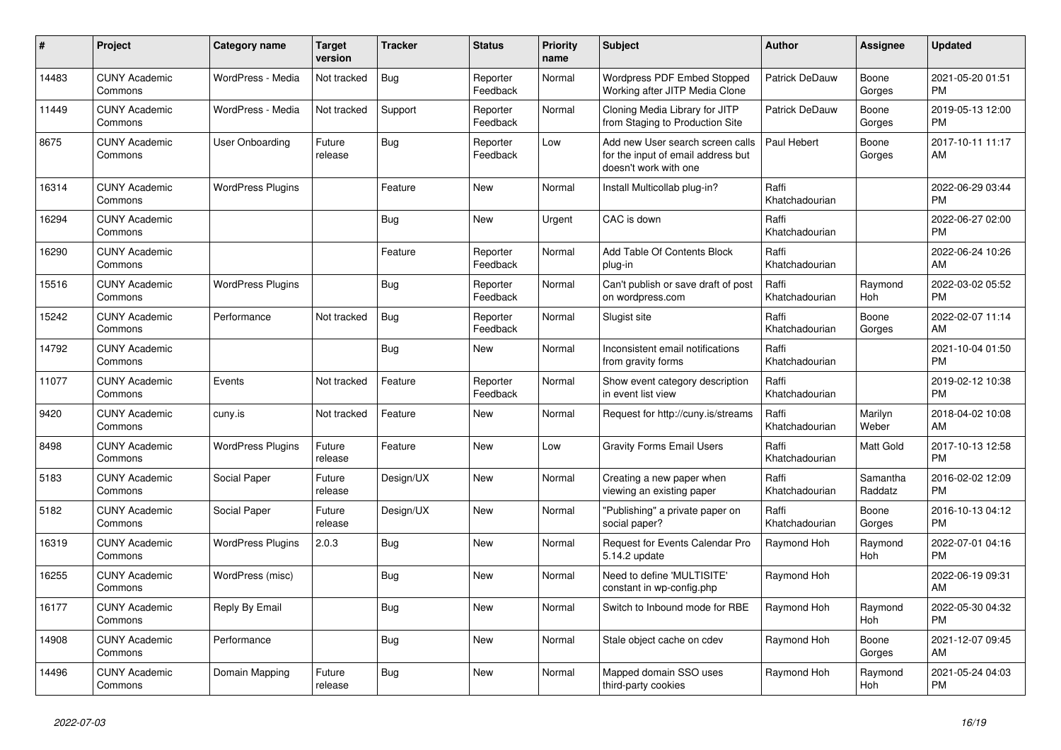| # | Project | Category name | Target version | Tracker | Status | Priority name | Subject | Author | Assignee | Updated |
|---|---|---|---|---|---|---|---|---|---|---|
| 14483 | CUNY Academic Commons | WordPress - Media | Not tracked | Bug | Reporter Feedback | Normal | Wordpress PDF Embed Stopped Working after JITP Media Clone | Patrick DeDauw | Boone Gorges | 2021-05-20 01:51 PM |
| 11449 | CUNY Academic Commons | WordPress - Media | Not tracked | Support | Reporter Feedback | Normal | Cloning Media Library for JITP from Staging to Production Site | Patrick DeDauw | Boone Gorges | 2019-05-13 12:00 PM |
| 8675 | CUNY Academic Commons | User Onboarding | Future release | Bug | Reporter Feedback | Low | Add new User search screen calls for the input of email address but doesn't work with one | Paul Hebert | Boone Gorges | 2017-10-11 11:17 AM |
| 16314 | CUNY Academic Commons | WordPress Plugins | | Feature | New | Normal | Install Multicollab plug-in? | Raffi Khatchadourian | | 2022-06-29 03:44 PM |
| 16294 | CUNY Academic Commons | | | Bug | New | Urgent | CAC is down | Raffi Khatchadourian | | 2022-06-27 02:00 PM |
| 16290 | CUNY Academic Commons | | | Feature | Reporter Feedback | Normal | Add Table Of Contents Block plug-in | Raffi Khatchadourian | | 2022-06-24 10:26 AM |
| 15516 | CUNY Academic Commons | WordPress Plugins | | Bug | Reporter Feedback | Normal | Can't publish or save draft of post on wordpress.com | Raffi Khatchadourian | Raymond Hoh | 2022-03-02 05:52 PM |
| 15242 | CUNY Academic Commons | Performance | Not tracked | Bug | Reporter Feedback | Normal | Slugist site | Raffi Khatchadourian | Boone Gorges | 2022-02-07 11:14 AM |
| 14792 | CUNY Academic Commons | | | Bug | New | Normal | Inconsistent email notifications from gravity forms | Raffi Khatchadourian | | 2021-10-04 01:50 PM |
| 11077 | CUNY Academic Commons | Events | Not tracked | Feature | Reporter Feedback | Normal | Show event category description in event list view | Raffi Khatchadourian | | 2019-02-12 10:38 PM |
| 9420 | CUNY Academic Commons | cuny.is | Not tracked | Feature | New | Normal | Request for http://cuny.is/streams | Raffi Khatchadourian | Marilyn Weber | 2018-04-02 10:08 AM |
| 8498 | CUNY Academic Commons | WordPress Plugins | Future release | Feature | New | Low | Gravity Forms Email Users | Raffi Khatchadourian | Matt Gold | 2017-10-13 12:58 PM |
| 5183 | CUNY Academic Commons | Social Paper | Future release | Design/UX | New | Normal | Creating a new paper when viewing an existing paper | Raffi Khatchadourian | Samantha Raddatz | 2016-02-02 12:09 PM |
| 5182 | CUNY Academic Commons | Social Paper | Future release | Design/UX | New | Normal | "Publishing" a private paper on social paper? | Raffi Khatchadourian | Boone Gorges | 2016-10-13 04:12 PM |
| 16319 | CUNY Academic Commons | WordPress Plugins | 2.0.3 | Bug | New | Normal | Request for Events Calendar Pro 5.14.2 update | Raymond Hoh | Raymond Hoh | 2022-07-01 04:16 PM |
| 16255 | CUNY Academic Commons | WordPress (misc) | | Bug | New | Normal | Need to define 'MULTISITE' constant in wp-config.php | Raymond Hoh | | 2022-06-19 09:31 AM |
| 16177 | CUNY Academic Commons | Reply By Email | | Bug | New | Normal | Switch to Inbound mode for RBE | Raymond Hoh | Raymond Hoh | 2022-05-30 04:32 PM |
| 14908 | CUNY Academic Commons | Performance | | Bug | New | Normal | Stale object cache on cdev | Raymond Hoh | Boone Gorges | 2021-12-07 09:45 AM |
| 14496 | CUNY Academic Commons | Domain Mapping | Future release | Bug | New | Normal | Mapped domain SSO uses third-party cookies | Raymond Hoh | Raymond Hoh | 2021-05-24 04:03 PM |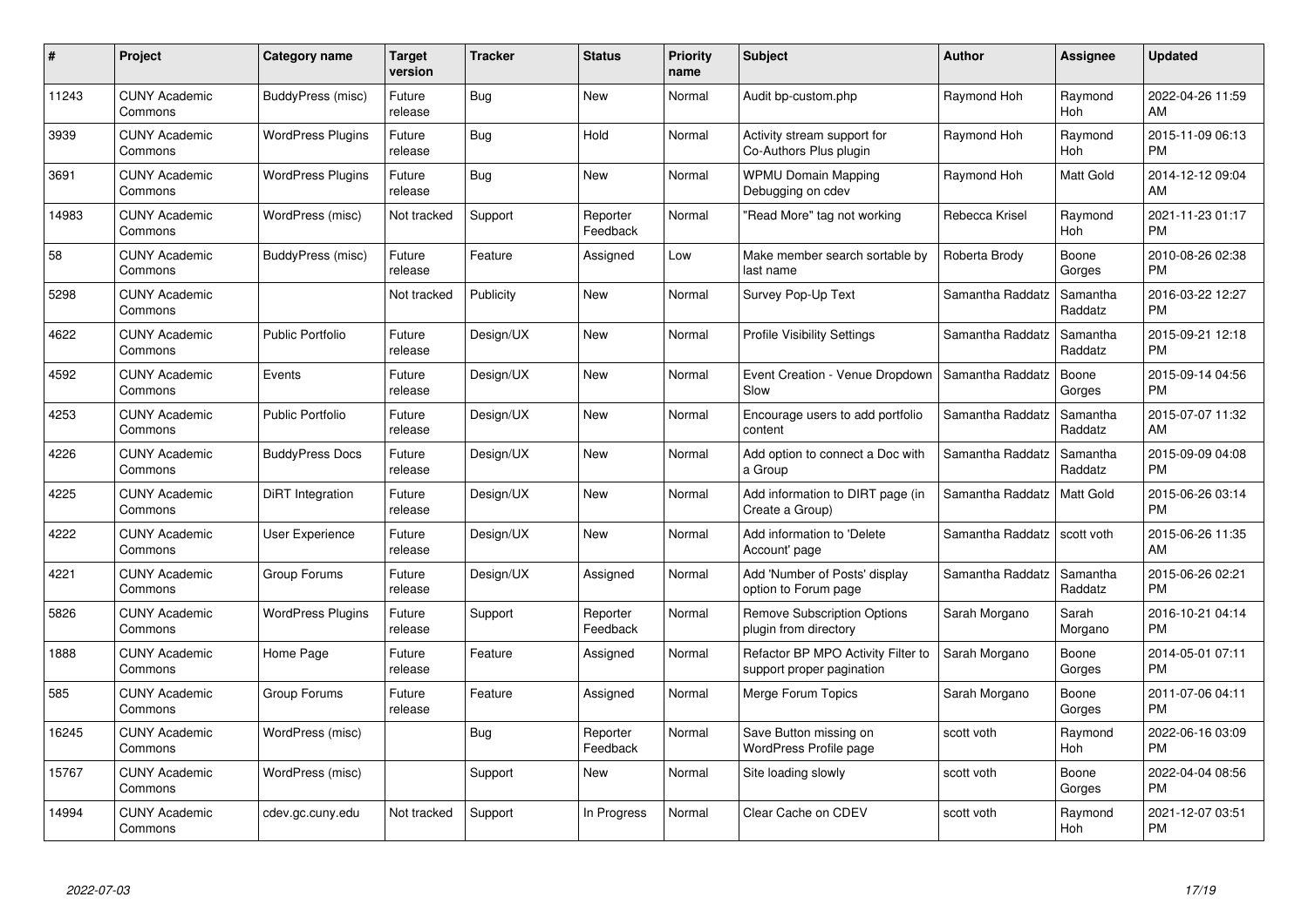| # | Project | Category name | Target version | Tracker | Status | Priority name | Subject | Author | Assignee | Updated |
|---|---|---|---|---|---|---|---|---|---|---|
| 11243 | CUNY Academic Commons | BuddyPress (misc) | Future release | Bug | New | Normal | Audit bp-custom.php | Raymond Hoh | Raymond Hoh | 2022-04-26 11:59 AM |
| 3939 | CUNY Academic Commons | WordPress Plugins | Future release | Bug | Hold | Normal | Activity stream support for Co-Authors Plus plugin | Raymond Hoh | Raymond Hoh | 2015-11-09 06:13 PM |
| 3691 | CUNY Academic Commons | WordPress Plugins | Future release | Bug | New | Normal | WPMU Domain Mapping Debugging on cdev | Raymond Hoh | Matt Gold | 2014-12-12 09:04 AM |
| 14983 | CUNY Academic Commons | WordPress (misc) | Not tracked | Support | Reporter Feedback | Normal | "Read More" tag not working | Rebecca Krisel | Raymond Hoh | 2021-11-23 01:17 PM |
| 58 | CUNY Academic Commons | BuddyPress (misc) | Future release | Feature | Assigned | Low | Make member search sortable by last name | Roberta Brody | Boone Gorges | 2010-08-26 02:38 PM |
| 5298 | CUNY Academic Commons | | Not tracked | Publicity | New | Normal | Survey Pop-Up Text | Samantha Raddatz | Samantha Raddatz | 2016-03-22 12:27 PM |
| 4622 | CUNY Academic Commons | Public Portfolio | Future release | Design/UX | New | Normal | Profile Visibility Settings | Samantha Raddatz | Samantha Raddatz | 2015-09-21 12:18 PM |
| 4592 | CUNY Academic Commons | Events | Future release | Design/UX | New | Normal | Event Creation - Venue Dropdown Slow | Samantha Raddatz | Boone Gorges | 2015-09-14 04:56 PM |
| 4253 | CUNY Academic Commons | Public Portfolio | Future release | Design/UX | New | Normal | Encourage users to add portfolio content | Samantha Raddatz | Samantha Raddatz | 2015-07-07 11:32 AM |
| 4226 | CUNY Academic Commons | BuddyPress Docs | Future release | Design/UX | New | Normal | Add option to connect a Doc with a Group | Samantha Raddatz | Samantha Raddatz | 2015-09-09 04:08 PM |
| 4225 | CUNY Academic Commons | DiRT Integration | Future release | Design/UX | New | Normal | Add information to DIRT page (in Create a Group) | Samantha Raddatz | Matt Gold | 2015-06-26 03:14 PM |
| 4222 | CUNY Academic Commons | User Experience | Future release | Design/UX | New | Normal | Add information to 'Delete Account' page | Samantha Raddatz | scott voth | 2015-06-26 11:35 AM |
| 4221 | CUNY Academic Commons | Group Forums | Future release | Design/UX | Assigned | Normal | Add 'Number of Posts' display option to Forum page | Samantha Raddatz | Samantha Raddatz | 2015-06-26 02:21 PM |
| 5826 | CUNY Academic Commons | WordPress Plugins | Future release | Support | Reporter Feedback | Normal | Remove Subscription Options plugin from directory | Sarah Morgano | Sarah Morgano | 2016-10-21 04:14 PM |
| 1888 | CUNY Academic Commons | Home Page | Future release | Feature | Assigned | Normal | Refactor BP MPO Activity Filter to support proper pagination | Sarah Morgano | Boone Gorges | 2014-05-01 07:11 PM |
| 585 | CUNY Academic Commons | Group Forums | Future release | Feature | Assigned | Normal | Merge Forum Topics | Sarah Morgano | Boone Gorges | 2011-07-06 04:11 PM |
| 16245 | CUNY Academic Commons | WordPress (misc) | | Bug | Reporter Feedback | Normal | Save Button missing on WordPress Profile page | scott voth | Raymond Hoh | 2022-06-16 03:09 PM |
| 15767 | CUNY Academic Commons | WordPress (misc) | | Support | New | Normal | Site loading slowly | scott voth | Boone Gorges | 2022-04-04 08:56 PM |
| 14994 | CUNY Academic Commons | cdev.gc.cuny.edu | Not tracked | Support | In Progress | Normal | Clear Cache on CDEV | scott voth | Raymond Hoh | 2021-12-07 03:51 PM |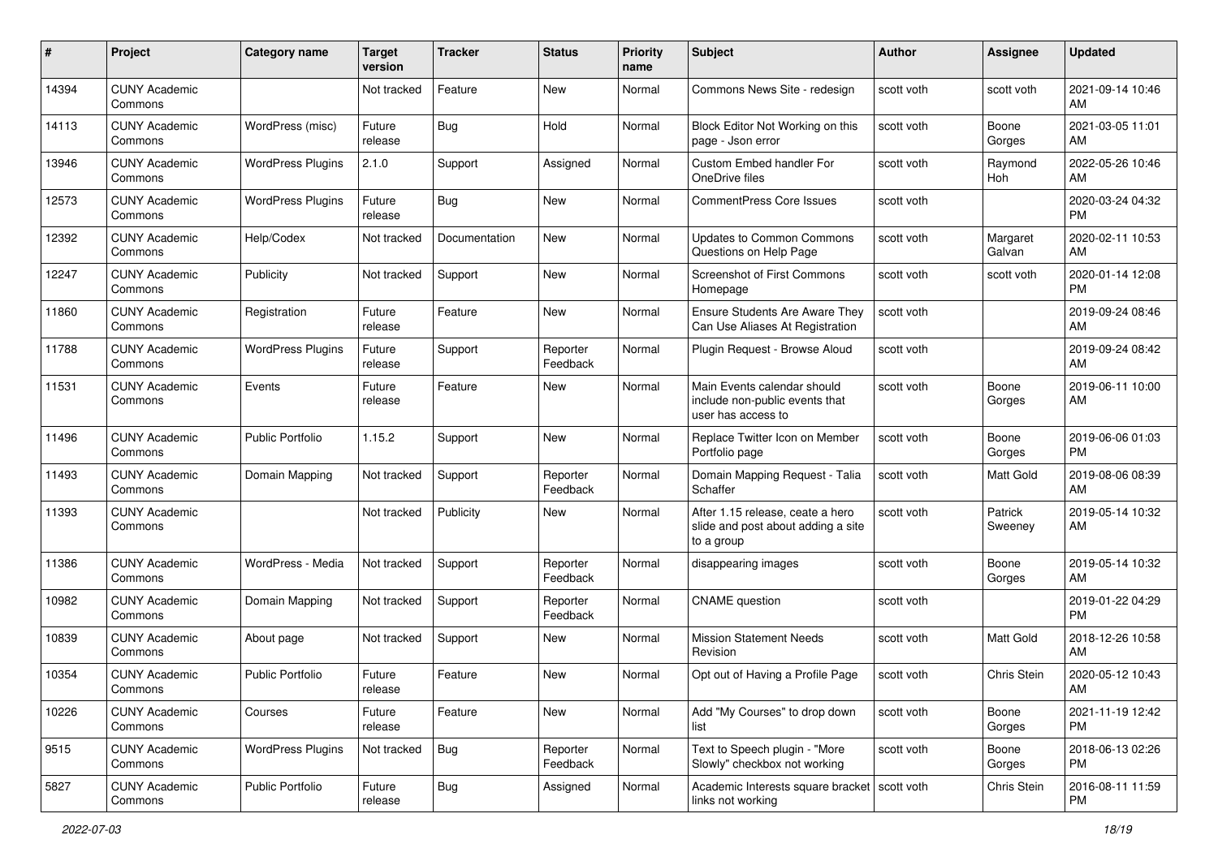| # | Project | Category name | Target version | Tracker | Status | Priority name | Subject | Author | Assignee | Updated |
|---|---|---|---|---|---|---|---|---|---|---|
| 14394 | CUNY Academic Commons | | Not tracked | Feature | New | Normal | Commons News Site - redesign | scott voth | scott voth | 2021-09-14 10:46 AM |
| 14113 | CUNY Academic Commons | WordPress (misc) | Future release | Bug | Hold | Normal | Block Editor Not Working on this page - Json error | scott voth | Boone Gorges | 2021-03-05 11:01 AM |
| 13946 | CUNY Academic Commons | WordPress Plugins | 2.1.0 | Support | Assigned | Normal | Custom Embed handler For OneDrive files | scott voth | Raymond Hoh | 2022-05-26 10:46 AM |
| 12573 | CUNY Academic Commons | WordPress Plugins | Future release | Bug | New | Normal | CommentPress Core Issues | scott voth | | 2020-03-24 04:32 PM |
| 12392 | CUNY Academic Commons | Help/Codex | Not tracked | Documentation | New | Normal | Updates to Common Commons Questions on Help Page | scott voth | Margaret Galvan | 2020-02-11 10:53 AM |
| 12247 | CUNY Academic Commons | Publicity | Not tracked | Support | New | Normal | Screenshot of First Commons Homepage | scott voth | scott voth | 2020-01-14 12:08 PM |
| 11860 | CUNY Academic Commons | Registration | Future release | Feature | New | Normal | Ensure Students Are Aware They Can Use Aliases At Registration | scott voth | | 2019-09-24 08:46 AM |
| 11788 | CUNY Academic Commons | WordPress Plugins | Future release | Support | Reporter Feedback | Normal | Plugin Request - Browse Aloud | scott voth | | 2019-09-24 08:42 AM |
| 11531 | CUNY Academic Commons | Events | Future release | Feature | New | Normal | Main Events calendar should include non-public events that user has access to | scott voth | Boone Gorges | 2019-06-11 10:00 AM |
| 11496 | CUNY Academic Commons | Public Portfolio | 1.15.2 | Support | New | Normal | Replace Twitter Icon on Member Portfolio page | scott voth | Boone Gorges | 2019-06-06 01:03 PM |
| 11493 | CUNY Academic Commons | Domain Mapping | Not tracked | Support | Reporter Feedback | Normal | Domain Mapping Request - Talia Schaffer | scott voth | Matt Gold | 2019-08-06 08:39 AM |
| 11393 | CUNY Academic Commons | | Not tracked | Publicity | New | Normal | After 1.15 release, ceate a hero slide and post about adding a site to a group | scott voth | Patrick Sweeney | 2019-05-14 10:32 AM |
| 11386 | CUNY Academic Commons | WordPress - Media | Not tracked | Support | Reporter Feedback | Normal | disappearing images | scott voth | Boone Gorges | 2019-05-14 10:32 AM |
| 10982 | CUNY Academic Commons | Domain Mapping | Not tracked | Support | Reporter Feedback | Normal | CNAME question | scott voth | | 2019-01-22 04:29 PM |
| 10839 | CUNY Academic Commons | About page | Not tracked | Support | New | Normal | Mission Statement Needs Revision | scott voth | Matt Gold | 2018-12-26 10:58 AM |
| 10354 | CUNY Academic Commons | Public Portfolio | Future release | Feature | New | Normal | Opt out of Having a Profile Page | scott voth | Chris Stein | 2020-05-12 10:43 AM |
| 10226 | CUNY Academic Commons | Courses | Future release | Feature | New | Normal | Add "My Courses" to drop down list | scott voth | Boone Gorges | 2021-11-19 12:42 PM |
| 9515 | CUNY Academic Commons | WordPress Plugins | Not tracked | Bug | Reporter Feedback | Normal | Text to Speech plugin - "More Slowly" checkbox not working | scott voth | Boone Gorges | 2018-06-13 02:26 PM |
| 5827 | CUNY Academic Commons | Public Portfolio | Future release | Bug | Assigned | Normal | Academic Interests square bracket links not working | scott voth | Chris Stein | 2016-08-11 11:59 PM |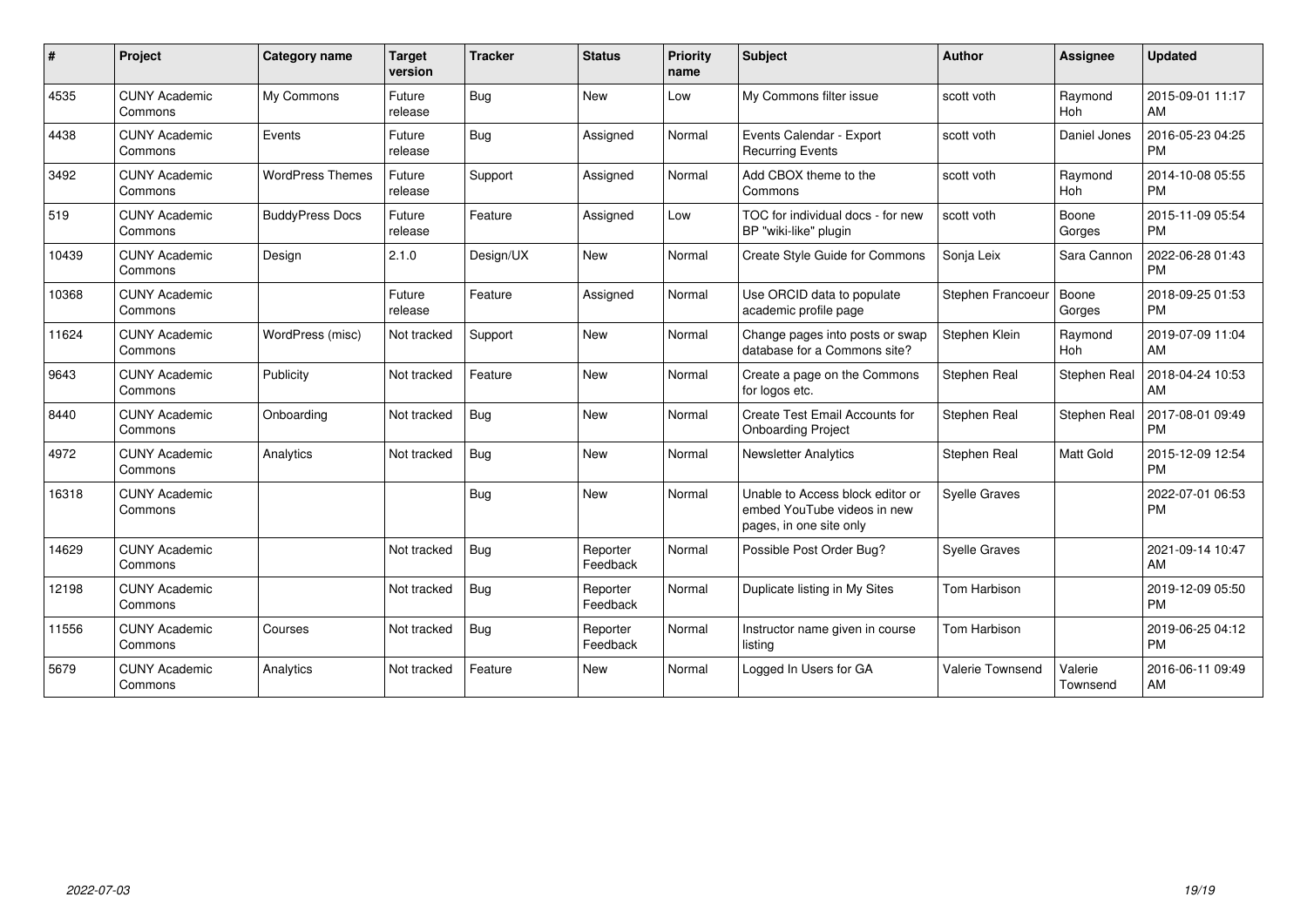| # | Project | Category name | Target version | Tracker | Status | Priority name | Subject | Author | Assignee | Updated |
|---|---|---|---|---|---|---|---|---|---|---|
| 4535 | CUNY Academic Commons | My Commons | Future release | Bug | New | Low | My Commons filter issue | scott voth | Raymond Hoh | 2015-09-01 11:17 AM |
| 4438 | CUNY Academic Commons | Events | Future release | Bug | Assigned | Normal | Events Calendar - Export Recurring Events | scott voth | Daniel Jones | 2016-05-23 04:25 PM |
| 3492 | CUNY Academic Commons | WordPress Themes | Future release | Support | Assigned | Normal | Add CBOX theme to the Commons | scott voth | Raymond Hoh | 2014-10-08 05:55 PM |
| 519 | CUNY Academic Commons | BuddyPress Docs | Future release | Feature | Assigned | Low | TOC for individual docs - for new BP "wiki-like" plugin | scott voth | Boone Gorges | 2015-11-09 05:54 PM |
| 10439 | CUNY Academic Commons | Design | 2.1.0 | Design/UX | New | Normal | Create Style Guide for Commons | Sonja Leix | Sara Cannon | 2022-06-28 01:43 PM |
| 10368 | CUNY Academic Commons | | Future release | Feature | Assigned | Normal | Use ORCID data to populate academic profile page | Stephen Francoeur | Boone Gorges | 2018-09-25 01:53 PM |
| 11624 | CUNY Academic Commons | WordPress (misc) | Not tracked | Support | New | Normal | Change pages into posts or swap database for a Commons site? | Stephen Klein | Raymond Hoh | 2019-07-09 11:04 AM |
| 9643 | CUNY Academic Commons | Publicity | Not tracked | Feature | New | Normal | Create a page on the Commons for logos etc. | Stephen Real | Stephen Real | 2018-04-24 10:53 AM |
| 8440 | CUNY Academic Commons | Onboarding | Not tracked | Bug | New | Normal | Create Test Email Accounts for Onboarding Project | Stephen Real | Stephen Real | 2017-08-01 09:49 PM |
| 4972 | CUNY Academic Commons | Analytics | Not tracked | Bug | New | Normal | Newsletter Analytics | Stephen Real | Matt Gold | 2015-12-09 12:54 PM |
| 16318 | CUNY Academic Commons | | | Bug | New | Normal | Unable to Access block editor or embed YouTube videos in new pages, in one site only | Syelle Graves | | 2022-07-01 06:53 PM |
| 14629 | CUNY Academic Commons | | Not tracked | Bug | Reporter Feedback | Normal | Possible Post Order Bug? | Syelle Graves | | 2021-09-14 10:47 AM |
| 12198 | CUNY Academic Commons | | Not tracked | Bug | Reporter Feedback | Normal | Duplicate listing in My Sites | Tom Harbison | | 2019-12-09 05:50 PM |
| 11556 | CUNY Academic Commons | Courses | Not tracked | Bug | Reporter Feedback | Normal | Instructor name given in course listing | Tom Harbison | | 2019-06-25 04:12 PM |
| 5679 | CUNY Academic Commons | Analytics | Not tracked | Feature | New | Normal | Logged In Users for GA | Valerie Townsend | Valerie Townsend | 2016-06-11 09:49 AM |